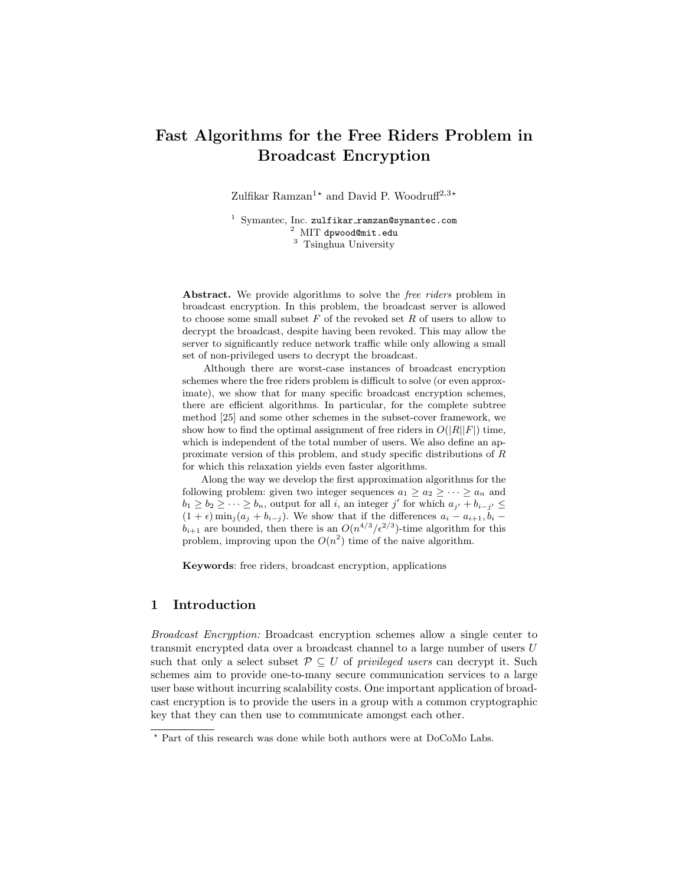# Fast Algorithms for the Free Riders Problem in Broadcast Encryption

Zulfikar Ramzan[1⋆] and David P. Woodruff[2,3⋆]

[1] Symantec, Inc. zulfikar_ramzan@symantec.com
[2] MIT dpwood@mit.edu
[3] Tsinghua University

**Abstract.** We provide algorithms to solve the *free riders* problem in broadcast encryption. In this problem, the broadcast server is allowed to choose some small subset $F$ of the revoked set $R$ of users to allow to decrypt the broadcast, despite having been revoked. This may allow the server to significantly reduce network traffic while only allowing a small set of non-privileged users to decrypt the broadcast.

Although there are worst-case instances of broadcast encryption schemes where the free riders problem is difficult to solve (or even approximate), we show that for many specific broadcast encryption schemes, there are efficient algorithms. In particular, for the complete subtree method [25] and some other schemes in the subset-cover framework, we show how to find the optimal assignment of free riders in $O(|R||F|)$ time, which is independent of the total number of users. We also define an approximate version of this problem, and study specific distributions of $R$ for which this relaxation yields even faster algorithms.

Along the way we develop the first approximation algorithms for the following problem: given two integer sequences $a_1 \geq a_2 \geq \cdots \geq a_n$ and $b_1 \geq b_2 \geq \cdots \geq b_n$, output for all $i$, an integer $j'$ for which $a_{j'} + b_{i-j'} \leq (1 + \epsilon) \min_j (a_j + b_{i-j})$. We show that if the differences $a_i - a_{i+1}, b_i - b_{i+1}$ are bounded, then there is an $O(n^{4/3}/\epsilon^{2/3})$-time algorithm for this problem, improving upon the $O(n^2)$ time of the naive algorithm.

**Keywords**: free riders, broadcast encryption, applications

## 1 Introduction

*Broadcast Encryption:* Broadcast encryption schemes allow a single center to transmit encrypted data over a broadcast channel to a large number of users $U$ such that only a select subset $\mathcal{P} \subseteq U$ of *privileged users* can decrypt it. Such schemes aim to provide one-to-many secure communication services to a large user base without incurring scalability costs. One important application of broadcast encryption is to provide the users in a group with a common cryptographic key that they can then use to communicate amongst each other.

⋆ Part of this research was done while both authors were at DoCoMo Labs.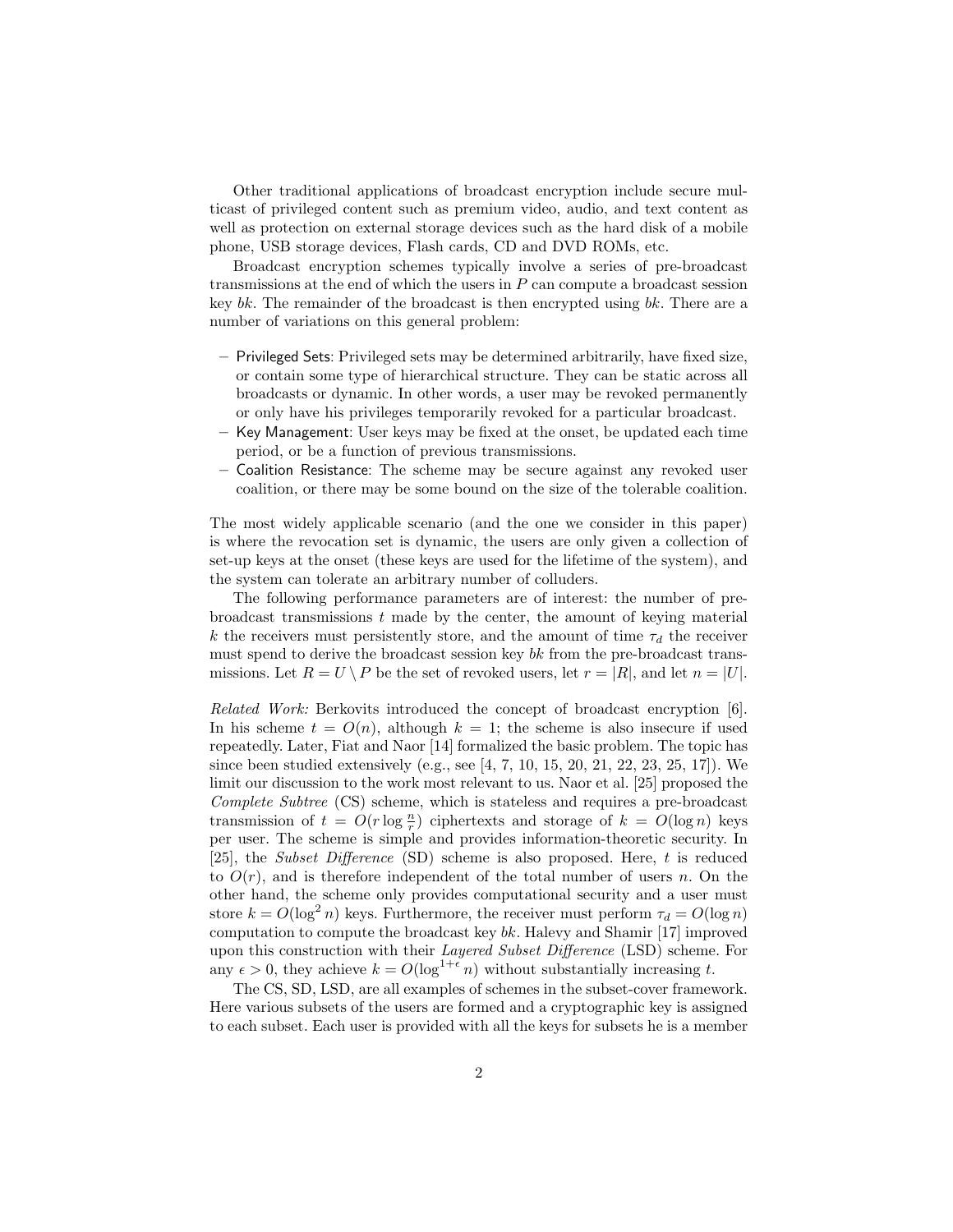Other traditional applications of broadcast encryption include secure multicast of privileged content such as premium video, audio, and text content as well as protection on external storage devices such as the hard disk of a mobile phone, USB storage devices, Flash cards, CD and DVD ROMs, etc.

Broadcast encryption schemes typically involve a series of pre-broadcast transmissions at the end of which the users in $P$ can compute a broadcast session key $bk$. The remainder of the broadcast is then encrypted using $bk$. There are a number of variations on this general problem:

- Privileged Sets: Privileged sets may be determined arbitrarily, have fixed size, or contain some type of hierarchical structure. They can be static across all broadcasts or dynamic. In other words, a user may be revoked permanently or only have his privileges temporarily revoked for a particular broadcast.
- Key Management: User keys may be fixed at the onset, be updated each time period, or be a function of previous transmissions.
- Coalition Resistance: The scheme may be secure against any revoked user coalition, or there may be some bound on the size of the tolerable coalition.

The most widely applicable scenario (and the one we consider in this paper) is where the revocation set is dynamic, the users are only given a collection of set-up keys at the onset (these keys are used for the lifetime of the system), and the system can tolerate an arbitrary number of colluders.

The following performance parameters are of interest: the number of pre-broadcast transmissions $t$ made by the center, the amount of keying material $k$ the receivers must persistently store, and the amount of time $\tau_d$ the receiver must spend to derive the broadcast session key $bk$ from the pre-broadcast transmissions. Let $R = U \setminus P$ be the set of revoked users, let $r = |R|$, and let $n = |U|$.

*Related Work:* Berkovits introduced the concept of broadcast encryption [6]. In his scheme $t = O(n)$, although $k = 1$; the scheme is also insecure if used repeatedly. Later, Fiat and Naor [14] formalized the basic problem. The topic has since been studied extensively (e.g., see [4, 7, 10, 15, 20, 21, 22, 23, 25, 17]). We limit our discussion to the work most relevant to us. Naor et al. [25] proposed the *Complete Subtree* (CS) scheme, which is stateless and requires a pre-broadcast transmission of $t = O(r \log \frac{n}{r})$ ciphertexts and storage of $k = O(\log n)$ keys per user. The scheme is simple and provides information-theoretic security. In [25], the *Subset Difference* (SD) scheme is also proposed. Here, $t$ is reduced to $O(r)$, and is therefore independent of the total number of users $n$. On the other hand, the scheme only provides computational security and a user must store $k = O(\log^2 n)$ keys. Furthermore, the receiver must perform $\tau_d = O(\log n)$ computation to compute the broadcast key $bk$. Halevy and Shamir [17] improved upon this construction with their *Layered Subset Difference* (LSD) scheme. For any $\epsilon > 0$, they achieve $k = O(\log^{1+\epsilon} n)$ without substantially increasing $t$.

The CS, SD, LSD, are all examples of schemes in the subset-cover framework. Here various subsets of the users are formed and a cryptographic key is assigned to each subset. Each user is provided with all the keys for subsets he is a member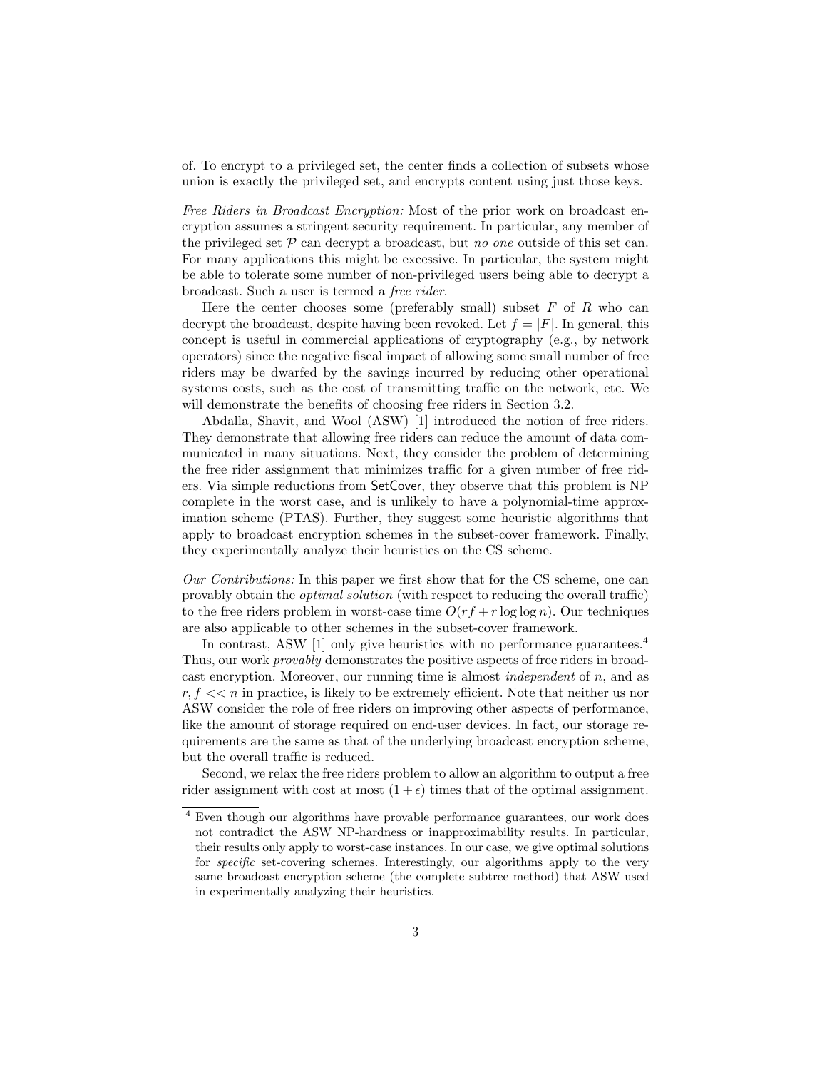of. To encrypt to a privileged set, the center finds a collection of subsets whose union is exactly the privileged set, and encrypts content using just those keys.

*Free Riders in Broadcast Encryption:* Most of the prior work on broadcast encryption assumes a stringent security requirement. In particular, any member of the privileged set $\mathcal{P}$ can decrypt a broadcast, but *no one* outside of this set can. For many applications this might be excessive. In particular, the system might be able to tolerate some number of non-privileged users being able to decrypt a broadcast. Such a user is termed a *free rider*.

Here the center chooses some (preferably small) subset $F$ of $R$ who can decrypt the broadcast, despite having been revoked. Let $f = |F|$. In general, this concept is useful in commercial applications of cryptography (e.g., by network operators) since the negative fiscal impact of allowing some small number of free riders may be dwarfed by the savings incurred by reducing other operational systems costs, such as the cost of transmitting traffic on the network, etc. We will demonstrate the benefits of choosing free riders in Section 3.2.

Abdalla, Shavit, and Wool (ASW) [1] introduced the notion of free riders. They demonstrate that allowing free riders can reduce the amount of data communicated in many situations. Next, they consider the problem of determining the free rider assignment that minimizes traffic for a given number of free riders. Via simple reductions from SetCover, they observe that this problem is NP complete in the worst case, and is unlikely to have a polynomial-time approximation scheme (PTAS). Further, they suggest some heuristic algorithms that apply to broadcast encryption schemes in the subset-cover framework. Finally, they experimentally analyze their heuristics on the CS scheme.

*Our Contributions:* In this paper we first show that for the CS scheme, one can provably obtain the *optimal solution* (with respect to reducing the overall traffic) to the free riders problem in worst-case time $O(rf + r \log \log n)$. Our techniques are also applicable to other schemes in the subset-cover framework.

In contrast, ASW [1] only give heuristics with no performance guarantees.[4] Thus, our work *provably* demonstrates the positive aspects of free riders in broadcast encryption. Moreover, our running time is almost *independent* of $n$, and as $r, f << n$ in practice, is likely to be extremely efficient. Note that neither us nor ASW consider the role of free riders on improving other aspects of performance, like the amount of storage required on end-user devices. In fact, our storage requirements are the same as that of the underlying broadcast encryption scheme, but the overall traffic is reduced.

Second, we relax the free riders problem to allow an algorithm to output a free rider assignment with cost at most $(1 + \epsilon)$ times that of the optimal assignment.

[4] Even though our algorithms have provable performance guarantees, our work does not contradict the ASW NP-hardness or inapproximability results. In particular, their results only apply to worst-case instances. In our case, we give optimal solutions for *specific* set-covering schemes. Interestingly, our algorithms apply to the very same broadcast encryption scheme (the complete subtree method) that ASW used in experimentally analyzing their heuristics.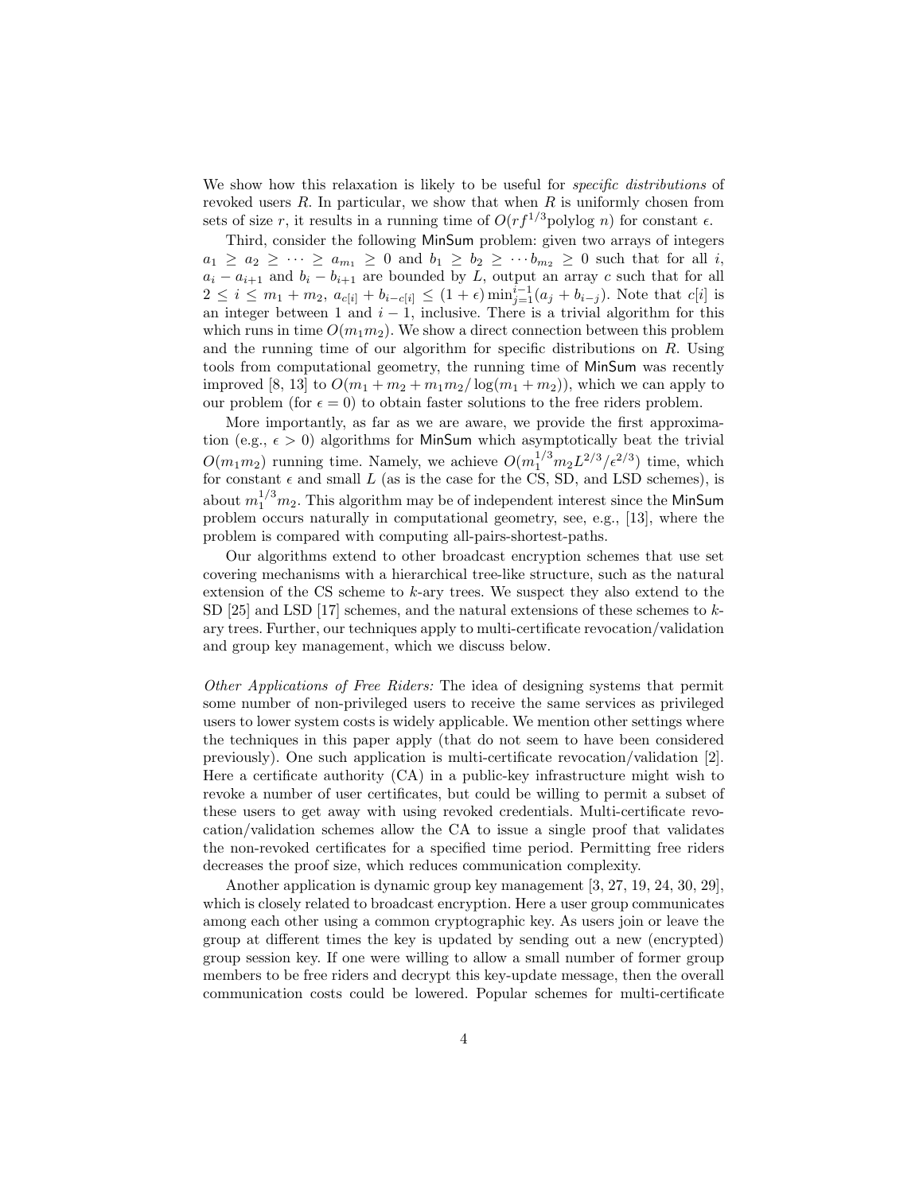We show how this relaxation is likely to be useful for *specific distributions* of revoked users $R$. In particular, we show that when $R$ is uniformly chosen from sets of size $r$, it results in a running time of $O(rf^{1/3}\text{polylog } n)$ for constant $\epsilon$.

Third, consider the following MinSum problem: given two arrays of integers $a_1 \geq a_2 \geq \cdots \geq a_{m_1} \geq 0$ and $b_1 \geq b_2 \geq \cdots b_{m_2} \geq 0$ such that for all $i$, $a_i - a_{i+1}$ and $b_i - b_{i+1}$ are bounded by $L$, output an array $c$ such that for all $2 \leq i \leq m_1 + m_2$, $a_{c[i]} + b_{i-c[i]} \leq (1+\epsilon)\min_{j=1}^{i-1}(a_j + b_{i-j})$. Note that $c[i]$ is an integer between 1 and $i-1$, inclusive. There is a trivial algorithm for this which runs in time $O(m_1 m_2)$. We show a direct connection between this problem and the running time of our algorithm for specific distributions on $R$. Using tools from computational geometry, the running time of MinSum was recently improved [8, 13] to $O(m_1 + m_2 + m_1 m_2 / \log(m_1 + m_2))$, which we can apply to our problem (for $\epsilon = 0$) to obtain faster solutions to the free riders problem.

More importantly, as far as we are aware, we provide the first approximation (e.g., $\epsilon > 0$) algorithms for MinSum which asymptotically beat the trivial $O(m_1 m_2)$ running time. Namely, we achieve $O(m_1^{1/3} m_2 L^{2/3}/\epsilon^{2/3})$ time, which for constant $\epsilon$ and small $L$ (as is the case for the CS, SD, and LSD schemes), is about $m_1^{1/3} m_2$. This algorithm may be of independent interest since the MinSum problem occurs naturally in computational geometry, see, e.g., [13], where the problem is compared with computing all-pairs-shortest-paths.

Our algorithms extend to other broadcast encryption schemes that use set covering mechanisms with a hierarchical tree-like structure, such as the natural extension of the CS scheme to $k$-ary trees. We suspect they also extend to the SD [25] and LSD [17] schemes, and the natural extensions of these schemes to $k$-ary trees. Further, our techniques apply to multi-certificate revocation/validation and group key management, which we discuss below.

*Other Applications of Free Riders:* The idea of designing systems that permit some number of non-privileged users to receive the same services as privileged users to lower system costs is widely applicable. We mention other settings where the techniques in this paper apply (that do not seem to have been considered previously). One such application is multi-certificate revocation/validation [2]. Here a certificate authority (CA) in a public-key infrastructure might wish to revoke a number of user certificates, but could be willing to permit a subset of these users to get away with using revoked credentials. Multi-certificate revocation/validation schemes allow the CA to issue a single proof that validates the non-revoked certificates for a specified time period. Permitting free riders decreases the proof size, which reduces communication complexity.

Another application is dynamic group key management [3, 27, 19, 24, 30, 29], which is closely related to broadcast encryption. Here a user group communicates among each other using a common cryptographic key. As users join or leave the group at different times the key is updated by sending out a new (encrypted) group session key. If one were willing to allow a small number of former group members to be free riders and decrypt this key-update message, then the overall communication costs could be lowered. Popular schemes for multi-certificate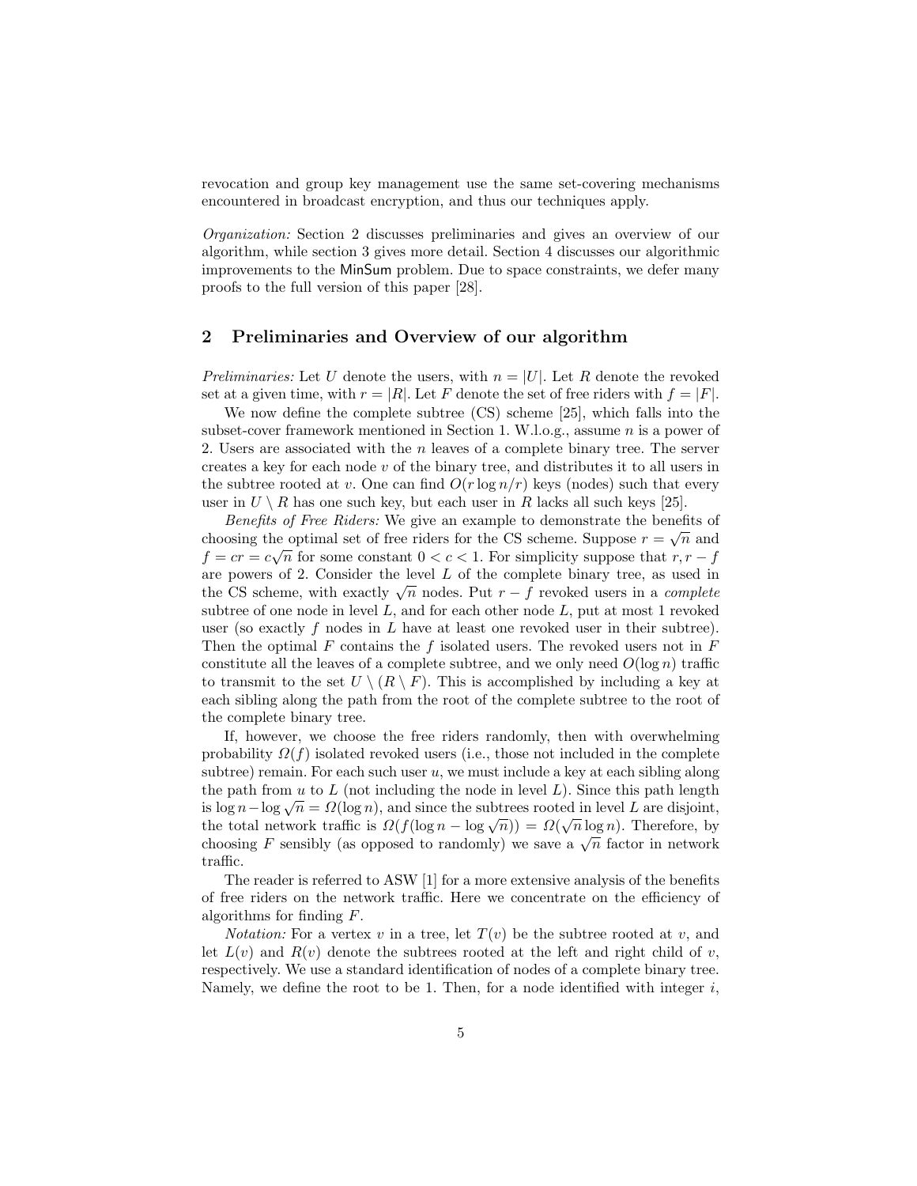revocation and group key management use the same set-covering mechanisms encountered in broadcast encryption, and thus our techniques apply.

*Organization:* Section 2 discusses preliminaries and gives an overview of our algorithm, while section 3 gives more detail. Section 4 discusses our algorithmic improvements to the MinSum problem. Due to space constraints, we defer many proofs to the full version of this paper [28].

## 2 Preliminaries and Overview of our algorithm

*Preliminaries:* Let $U$ denote the users, with $n = |U|$. Let $R$ denote the revoked set at a given time, with $r = |R|$. Let $F$ denote the set of free riders with $f = |F|$.

We now define the complete subtree (CS) scheme [25], which falls into the subset-cover framework mentioned in Section 1. W.l.o.g., assume $n$ is a power of 2. Users are associated with the $n$ leaves of a complete binary tree. The server creates a key for each node $v$ of the binary tree, and distributes it to all users in the subtree rooted at $v$. One can find $O(r \log n/r)$ keys (nodes) such that every user in $U \setminus R$ has one such key, but each user in $R$ lacks all such keys [25].

*Benefits of Free Riders:* We give an example to demonstrate the benefits of choosing the optimal set of free riders for the CS scheme. Suppose $r = \sqrt{n}$ and $f = cr = c\sqrt{n}$ for some constant $0 < c < 1$. For simplicity suppose that $r, r - f$ are powers of 2. Consider the level $L$ of the complete binary tree, as used in the CS scheme, with exactly $\sqrt{n}$ nodes. Put $r - f$ revoked users in a *complete* subtree of one node in level $L$, and for each other node $L$, put at most 1 revoked user (so exactly $f$ nodes in $L$ have at least one revoked user in their subtree). Then the optimal $F$ contains the $f$ isolated users. The revoked users not in $F$ constitute all the leaves of a complete subtree, and we only need $O(\log n)$ traffic to transmit to the set $U \setminus (R \setminus F)$. This is accomplished by including a key at each sibling along the path from the root of the complete subtree to the root of the complete binary tree.

If, however, we choose the free riders randomly, then with overwhelming probability $\Omega(f)$ isolated revoked users (i.e., those not included in the complete subtree) remain. For each such user $u$, we must include a key at each sibling along the path from $u$ to $L$ (not including the node in level $L$). Since this path length is $\log n - \log \sqrt{n} = \Omega(\log n)$, and since the subtrees rooted in level $L$ are disjoint, the total network traffic is $\Omega(f(\log n - \log \sqrt{n})) = \Omega(\sqrt{n} \log n)$. Therefore, by choosing $F$ sensibly (as opposed to randomly) we save a $\sqrt{n}$ factor in network traffic.

The reader is referred to ASW [1] for a more extensive analysis of the benefits of free riders on the network traffic. Here we concentrate on the efficiency of algorithms for finding $F$.

*Notation:* For a vertex $v$ in a tree, let $T(v)$ be the subtree rooted at $v$, and let $L(v)$ and $R(v)$ denote the subtrees rooted at the left and right child of $v$, respectively. We use a standard identification of nodes of a complete binary tree. Namely, we define the root to be 1. Then, for a node identified with integer $i$,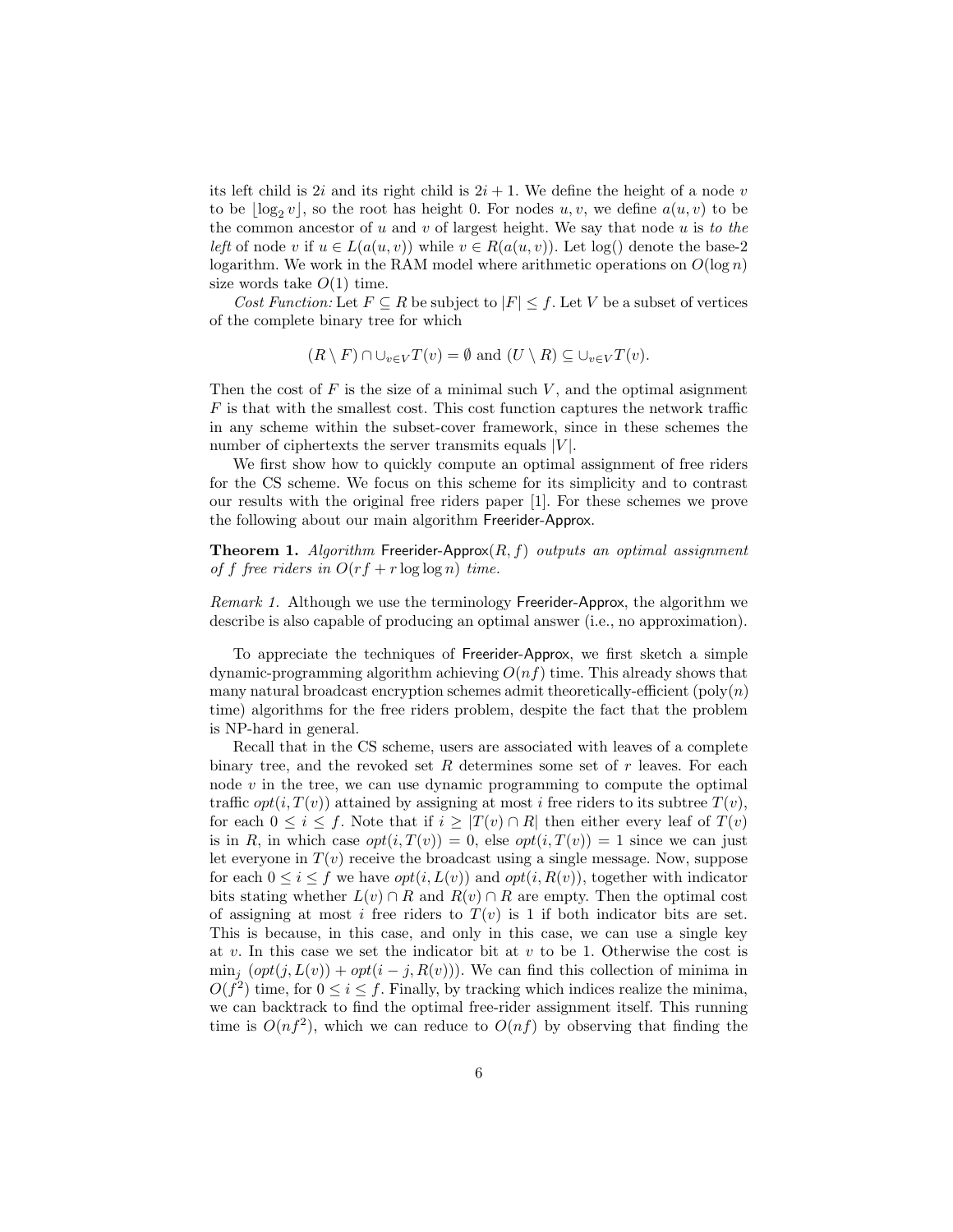its left child is $2i$ and its right child is $2i+1$. We define the height of a node $v$ to be $\lfloor \log_2 v \rfloor$, so the root has height 0. For nodes $u, v$, we define $a(u, v)$ to be the common ancestor of $u$ and $v$ of largest height. We say that node $u$ is *to the left* of node $v$ if $u \in L(a(u,v))$ while $v \in R(a(u,v))$. Let log() denote the base-2 logarithm. We work in the RAM model where arithmetic operations on $O(\log n)$ size words take $O(1)$ time.

*Cost Function:* Let $F \subseteq R$ be subject to $|F| \leq f$. Let $V$ be a subset of vertices of the complete binary tree for which

$$(R \setminus F) \cap \cup_{v \in V} T(v) = \emptyset \text{ and } (U \setminus R) \subseteq \cup_{v \in V} T(v).$$

Then the cost of $F$ is the size of a minimal such $V$, and the optimal assignment $F$ is that with the smallest cost. This cost function captures the network traffic in any scheme within the subset-cover framework, since in these schemes the number of ciphertexts the server transmits equals $|V|$.

We first show how to quickly compute an optimal assignment of free riders for the CS scheme. We focus on this scheme for its simplicity and to contrast our results with the original free riders paper [1]. For these schemes we prove the following about our main algorithm Freerider-Approx.

**Theorem 1.** *Algorithm* Freerider-Approx$(R, f)$ *outputs an optimal assignment of $f$ free riders in $O(rf + r \log \log n)$ time.*

*Remark 1.* Although we use the terminology Freerider-Approx, the algorithm we describe is also capable of producing an optimal answer (i.e., no approximation).

To appreciate the techniques of Freerider-Approx, we first sketch a simple dynamic-programming algorithm achieving $O(nf)$ time. This already shows that many natural broadcast encryption schemes admit theoretically-efficient (poly$(n)$ time) algorithms for the free riders problem, despite the fact that the problem is NP-hard in general.

Recall that in the CS scheme, users are associated with leaves of a complete binary tree, and the revoked set $R$ determines some set of $r$ leaves. For each node $v$ in the tree, we can use dynamic programming to compute the optimal traffic $opt(i, T(v))$ attained by assigning at most $i$ free riders to its subtree $T(v)$, for each $0 \leq i \leq f$. Note that if $i \geq |T(v) \cap R|$ then either every leaf of $T(v)$ is in $R$, in which case $opt(i, T(v)) = 0$, else $opt(i, T(v)) = 1$ since we can just let everyone in $T(v)$ receive the broadcast using a single message. Now, suppose for each $0 \leq i \leq f$ we have $opt(i, L(v))$ and $opt(i, R(v))$, together with indicator bits stating whether $L(v) \cap R$ and $R(v) \cap R$ are empty. Then the optimal cost of assigning at most $i$ free riders to $T(v)$ is 1 if both indicator bits are set. This is because, in this case, and only in this case, we can use a single key at $v$. In this case we set the indicator bit at $v$ to be 1. Otherwise the cost is $\min_j (opt(j, L(v)) + opt(i-j, R(v)))$. We can find this collection of minima in $O(f^2)$ time, for $0 \leq i \leq f$. Finally, by tracking which indices realize the minima, we can backtrack to find the optimal free-rider assignment itself. This running time is $O(nf^2)$, which we can reduce to $O(nf)$ by observing that finding the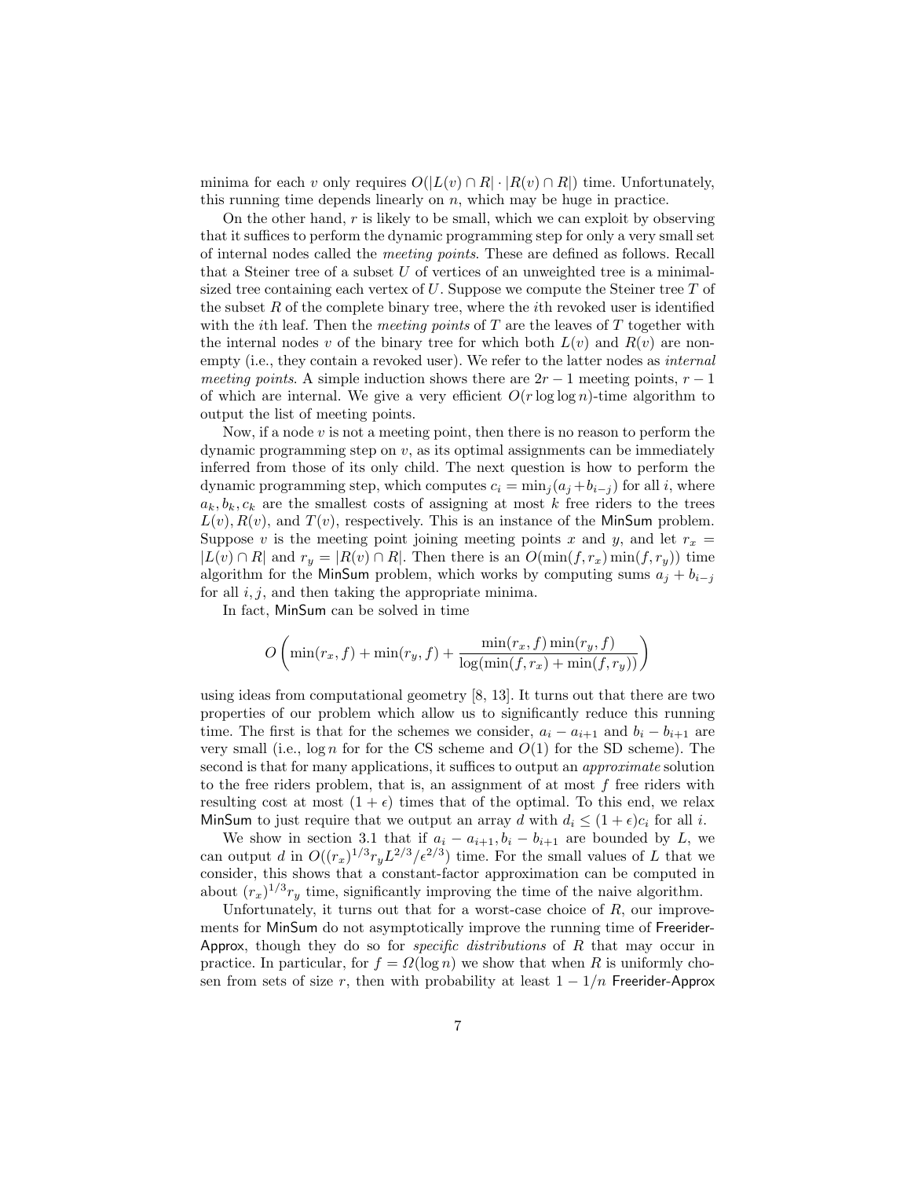minima for each $v$ only requires $O(|L(v) \cap R| \cdot |R(v) \cap R|)$ time. Unfortunately, this running time depends linearly on $n$, which may be huge in practice.

On the other hand, $r$ is likely to be small, which we can exploit by observing that it suffices to perform the dynamic programming step for only a very small set of internal nodes called the *meeting points*. These are defined as follows. Recall that a Steiner tree of a subset $U$ of vertices of an unweighted tree is a minimal-sized tree containing each vertex of $U$. Suppose we compute the Steiner tree $T$ of the subset $R$ of the complete binary tree, where the $i$th revoked user is identified with the $i$th leaf. Then the *meeting points* of $T$ are the leaves of $T$ together with the internal nodes $v$ of the binary tree for which both $L(v)$ and $R(v)$ are non-empty (i.e., they contain a revoked user). We refer to the latter nodes as *internal meeting points*. A simple induction shows there are $2r-1$ meeting points, $r-1$ of which are internal. We give a very efficient $O(r \log \log n)$-time algorithm to output the list of meeting points.

Now, if a node $v$ is not a meeting point, then there is no reason to perform the dynamic programming step on $v$, as its optimal assignments can be immediately inferred from those of its only child. The next question is how to perform the dynamic programming step, which computes $c_i = \min_j (a_j + b_{i-j})$ for all $i$, where $a_k, b_k, c_k$ are the smallest costs of assigning at most $k$ free riders to the trees $L(v), R(v)$, and $T(v)$, respectively. This is an instance of the MinSum problem. Suppose $v$ is the meeting point joining meeting points $x$ and $y$, and let $r_x = |L(v) \cap R|$ and $r_y = |R(v) \cap R|$. Then there is an $O(\min(f, r_x) \min(f, r_y))$ time algorithm for the MinSum problem, which works by computing sums $a_j + b_{i-j}$ for all $i, j$, and then taking the appropriate minima.

In fact, MinSum can be solved in time

$$O\left(\min(r_x, f) + \min(r_y, f) + \frac{\min(r_x, f)\min(r_y, f)}{\log(\min(f, r_x) + \min(f, r_y))}\right)$$

using ideas from computational geometry [8, 13]. It turns out that there are two properties of our problem which allow us to significantly reduce this running time. The first is that for the schemes we consider, $a_i - a_{i+1}$ and $b_i - b_{i+1}$ are very small (i.e., $\log n$ for for the CS scheme and $O(1)$ for the SD scheme). The second is that for many applications, it suffices to output an *approximate* solution to the free riders problem, that is, an assignment of at most $f$ free riders with resulting cost at most $(1+\epsilon)$ times that of the optimal. To this end, we relax MinSum to just require that we output an array $d$ with $d_i \leq (1+\epsilon)c_i$ for all $i$.

We show in section 3.1 that if $a_i - a_{i+1}, b_i - b_{i+1}$ are bounded by $L$, we can output $d$ in $O((r_x)^{1/3} r_y L^{2/3}/\epsilon^{2/3})$ time. For the small values of $L$ that we consider, this shows that a constant-factor approximation can be computed in about $(r_x)^{1/3} r_y$ time, significantly improving the time of the naive algorithm.

Unfortunately, it turns out that for a worst-case choice of $R$, our improvements for MinSum do not asymptotically improve the running time of Freerider-Approx, though they do so for *specific distributions* of $R$ that may occur in practice. In particular, for $f = \Omega(\log n)$ we show that when $R$ is uniformly chosen from sets of size $r$, then with probability at least $1 - 1/n$ Freerider-Approx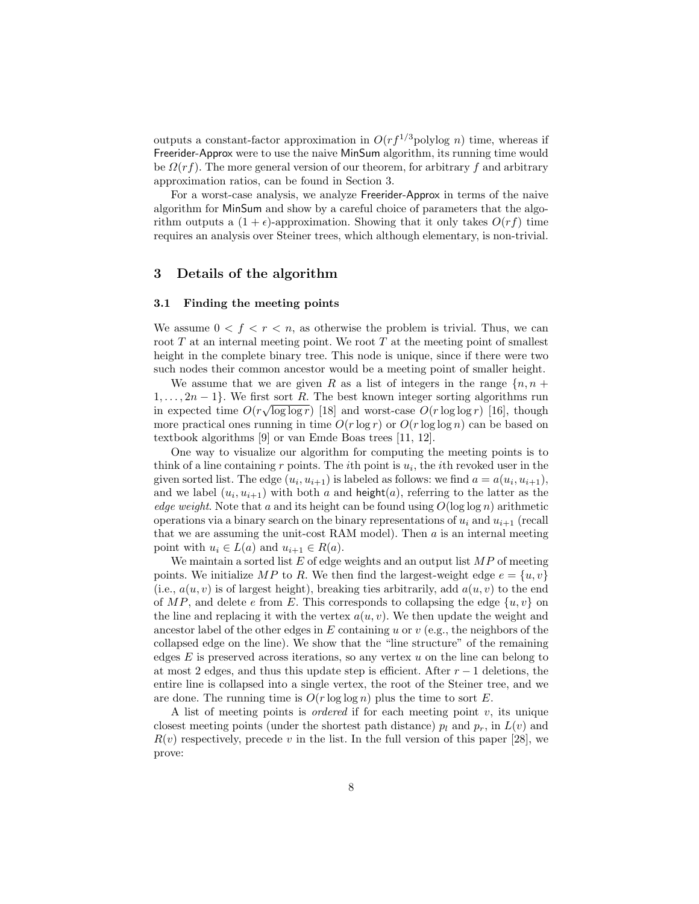outputs a constant-factor approximation in $O(rf^{1/3}\text{polylog } n)$ time, whereas if Freerider-Approx were to use the naive MinSum algorithm, its running time would be $\Omega(rf)$. The more general version of our theorem, for arbitrary $f$ and arbitrary approximation ratios, can be found in Section 3.

For a worst-case analysis, we analyze Freerider-Approx in terms of the naive algorithm for MinSum and show by a careful choice of parameters that the algorithm outputs a $(1+\epsilon)$-approximation. Showing that it only takes $O(rf)$ time requires an analysis over Steiner trees, which although elementary, is non-trivial.

## 3 Details of the algorithm

### 3.1 Finding the meeting points

We assume $0 < f < r < n$, as otherwise the problem is trivial. Thus, we can root $T$ at an internal meeting point. We root $T$ at the meeting point of smallest height in the complete binary tree. This node is unique, since if there were two such nodes their common ancestor would be a meeting point of smaller height.

We assume that we are given $R$ as a list of integers in the range $\{n, n+1, \ldots, 2n-1\}$. We first sort $R$. The best known integer sorting algorithms run in expected time $O(r\sqrt{\log \log r})$ [18] and worst-case $O(r \log \log r)$ [16], though more practical ones running in time $O(r \log r)$ or $O(r \log \log n)$ can be based on textbook algorithms [9] or van Emde Boas trees [11, 12].

One way to visualize our algorithm for computing the meeting points is to think of a line containing $r$ points. The $i$th point is $u_i$, the $i$th revoked user in the given sorted list. The edge $(u_i, u_{i+1})$ is labeled as follows: we find $a = a(u_i, u_{i+1})$, and we label $(u_i, u_{i+1})$ with both $a$ and $\mathsf{height}(a)$, referring to the latter as the *edge weight*. Note that $a$ and its height can be found using $O(\log \log n)$ arithmetic operations via a binary search on the binary representations of $u_i$ and $u_{i+1}$ (recall that we are assuming the unit-cost RAM model). Then $a$ is an internal meeting point with $u_i \in L(a)$ and $u_{i+1} \in R(a)$.

We maintain a sorted list $E$ of edge weights and an output list $MP$ of meeting points. We initialize $MP$ to $R$. We then find the largest-weight edge $e = \{u, v\}$ (i.e., $a(u, v)$ is of largest height), breaking ties arbitrarily, add $a(u, v)$ to the end of $MP$, and delete $e$ from $E$. This corresponds to collapsing the edge $\{u, v\}$ on the line and replacing it with the vertex $a(u, v)$. We then update the weight and ancestor label of the other edges in $E$ containing $u$ or $v$ (e.g., the neighbors of the collapsed edge on the line). We show that the "line structure" of the remaining edges $E$ is preserved across iterations, so any vertex $u$ on the line can belong to at most 2 edges, and thus this update step is efficient. After $r-1$ deletions, the entire line is collapsed into a single vertex, the root of the Steiner tree, and we are done. The running time is $O(r \log \log n)$ plus the time to sort $E$.

A list of meeting points is *ordered* if for each meeting point $v$, its unique closest meeting points (under the shortest path distance) $p_l$ and $p_r$, in $L(v)$ and $R(v)$ respectively, precede $v$ in the list. In the full version of this paper [28], we prove: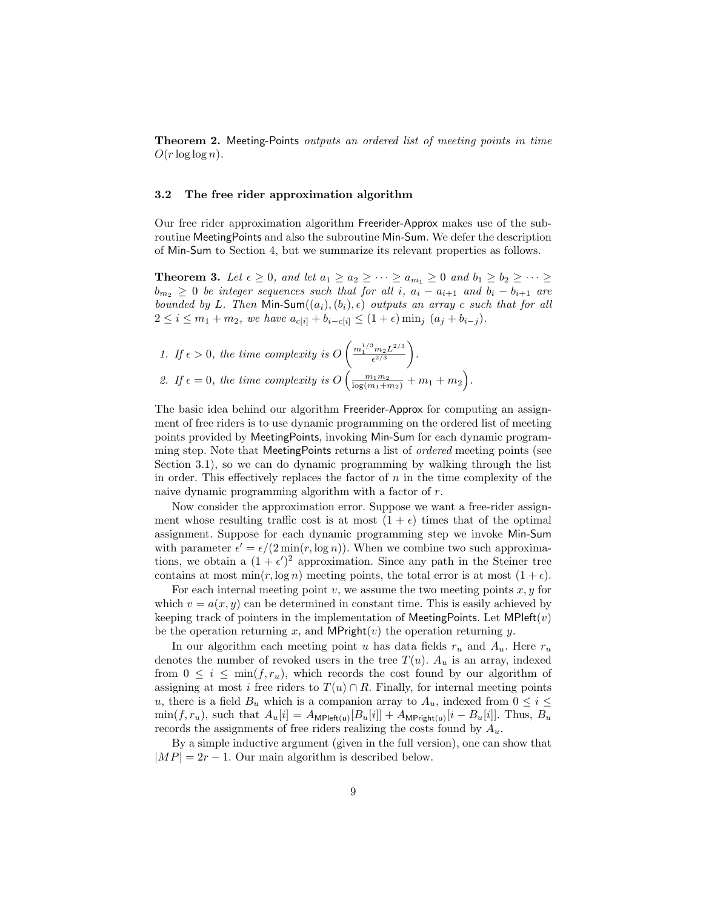**Theorem 2.** Meeting-Points *outputs an ordered list of meeting points in time* $O(r \log \log n)$.

### 3.2 The free rider approximation algorithm

Our free rider approximation algorithm Freerider-Approx makes use of the subroutine MeetingPoints and also the subroutine Min-Sum. We defer the description of Min-Sum to Section 4, but we summarize its relevant properties as follows.

**Theorem 3.** *Let* $\epsilon \geq 0$*, and let* $a_1 \geq a_2 \geq \cdots \geq a_{m_1} \geq 0$ *and* $b_1 \geq b_2 \geq \cdots \geq b_{m_2} \geq 0$ *be integer sequences such that for all* $i$*,* $a_i - a_{i+1}$ *and* $b_i - b_{i+1}$ *are bounded by* $L$*. Then* $\mathsf{Min\text{-}Sum}((a_i), (b_i), \epsilon)$ *outputs an array* $c$ *such that for all* $2 \leq i \leq m_1 + m_2$*, we have* $a_{c[i]} + b_{i-c[i]} \leq (1+\epsilon) \min_j \; (a_j + b_{i-j})$*.*

1. *If* $\epsilon > 0$*, the time complexity is* $O\left(\frac{m_1^{1/3} m_2 L^{2/3}}{\epsilon^{2/3}}\right)$*.*
2. *If* $\epsilon = 0$*, the time complexity is* $O\left(\frac{m_1 m_2}{\log(m_1+m_2)} + m_1 + m_2\right)$*.*

The basic idea behind our algorithm Freerider-Approx for computing an assignment of free riders is to use dynamic programming on the ordered list of meeting points provided by MeetingPoints, invoking Min-Sum for each dynamic programming step. Note that MeetingPoints returns a list of *ordered* meeting points (see Section 3.1), so we can do dynamic programming by walking through the list in order. This effectively replaces the factor of $n$ in the time complexity of the naive dynamic programming algorithm with a factor of $r$.

Now consider the approximation error. Suppose we want a free-rider assignment whose resulting traffic cost is at most $(1+\epsilon)$ times that of the optimal assignment. Suppose for each dynamic programming step we invoke Min-Sum with parameter $\epsilon' = \epsilon/(2\min(r, \log n))$. When we combine two such approximations, we obtain a $(1+\epsilon')^2$ approximation. Since any path in the Steiner tree contains at most $\min(r, \log n)$ meeting points, the total error is at most $(1+\epsilon)$.

For each internal meeting point $v$, we assume the two meeting points $x, y$ for which $v = a(x, y)$ can be determined in constant time. This is easily achieved by keeping track of pointers in the implementation of MeetingPoints. Let $\mathsf{MPleft}(v)$ be the operation returning $x$, and $\mathsf{MPright}(v)$ the operation returning $y$.

In our algorithm each meeting point $u$ has data fields $r_u$ and $A_u$. Here $r_u$ denotes the number of revoked users in the tree $T(u)$. $A_u$ is an array, indexed from $0 \leq i \leq \min(f, r_u)$, which records the cost found by our algorithm of assigning at most $i$ free riders to $T(u) \cap R$. Finally, for internal meeting points $u$, there is a field $B_u$ which is a companion array to $A_u$, indexed from $0 \leq i \leq \min(f, r_u)$, such that $A_u[i] = A_{\mathsf{MPleft(u)}}[B_u[i]] + A_{\mathsf{MPright(u)}}[i - B_u[i]]$. Thus, $B_u$ records the assignments of free riders realizing the costs found by $A_u$.

By a simple inductive argument (given in the full version), one can show that $|MP| = 2r - 1$. Our main algorithm is described below.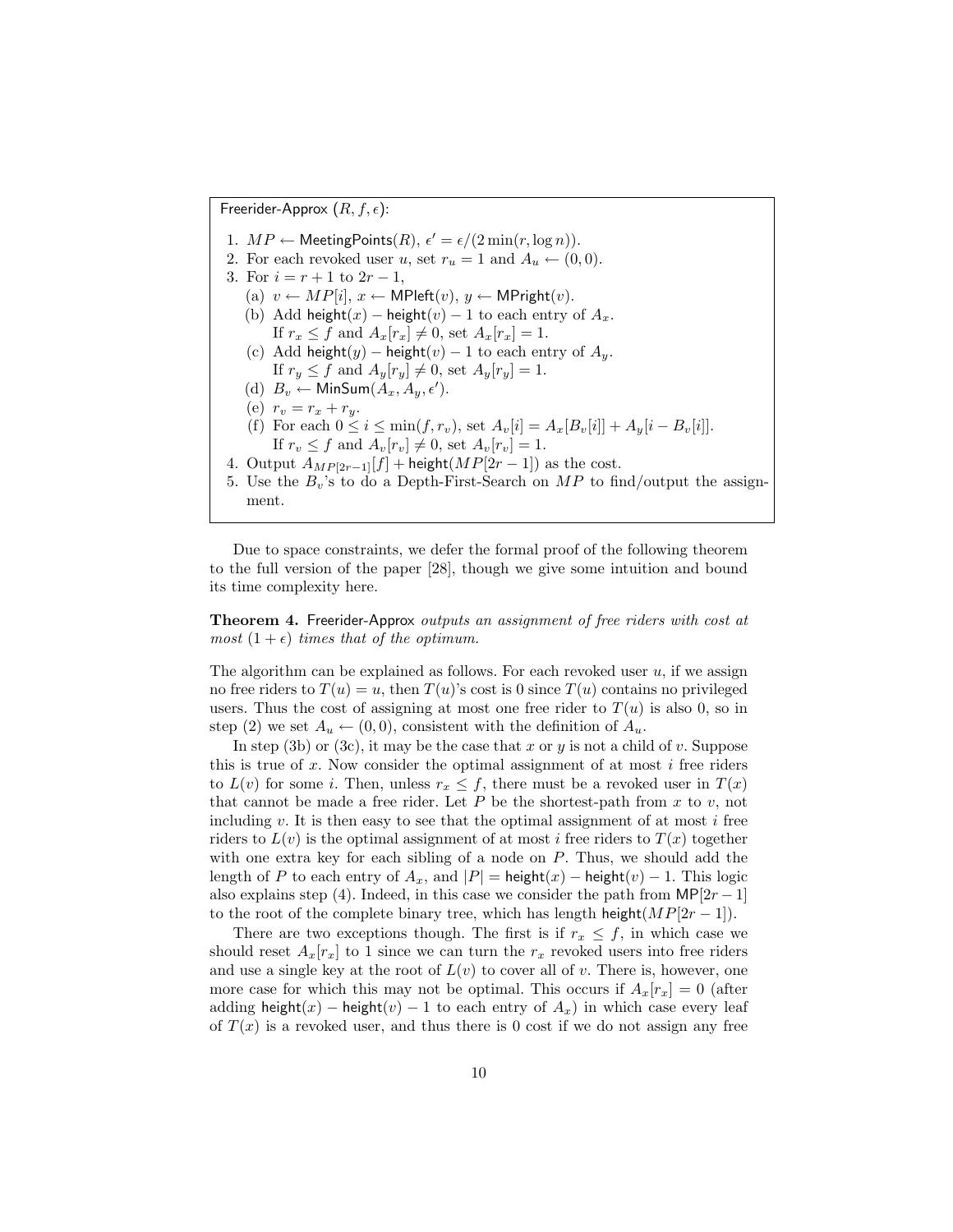Freerider-Approx $(R, f, \epsilon)$:

1. $MP \leftarrow \mathsf{MeetingPoints}(R)$, $\epsilon' = \epsilon/(2\min(r, \log n))$.
2. For each revoked user $u$, set $r_u = 1$ and $A_u \leftarrow (0, 0)$.
3. For $i = r + 1$ to $2r - 1$,
   (a) $v \leftarrow MP[i]$, $x \leftarrow \mathsf{MPleft}(v)$, $y \leftarrow \mathsf{MPright}(v)$.
   (b) Add $\mathsf{height}(x) - \mathsf{height}(v) - 1$ to each entry of $A_x$.
   If $r_x \leq f$ and $A_x[r_x] \neq 0$, set $A_x[r_x] = 1$.
   (c) Add $\mathsf{height}(y) - \mathsf{height}(v) - 1$ to each entry of $A_y$.
   If $r_y \leq f$ and $A_y[r_y] \neq 0$, set $A_y[r_y] = 1$.
   (d) $B_v \leftarrow \mathsf{MinSum}(A_x, A_y, \epsilon')$.
   (e) $r_v = r_x + r_y$.
   (f) For each $0 \leq i \leq \min(f, r_v)$, set $A_v[i] = A_x[B_v[i]] + A_y[i - B_v[i]]$.
   If $r_v \leq f$ and $A_v[r_v] \neq 0$, set $A_v[r_v] = 1$.
4. Output $A_{MP[2r-1]}[f] + \mathsf{height}(MP[2r-1])$ as the cost.
5. Use the $B_v$'s to do a Depth-First-Search on $MP$ to find/output the assignment.

Due to space constraints, we defer the formal proof of the following theorem to the full version of the paper [28], though we give some intuition and bound its time complexity here.

**Theorem 4.** Freerider-Approx *outputs an assignment of free riders with cost at most* $(1 + \epsilon)$ *times that of the optimum.*

The algorithm can be explained as follows. For each revoked user $u$, if we assign no free riders to $T(u) = u$, then $T(u)$'s cost is 0 since $T(u)$ contains no privileged users. Thus the cost of assigning at most one free rider to $T(u)$ is also 0, so in step (2) we set $A_u \leftarrow (0, 0)$, consistent with the definition of $A_u$.

In step (3b) or (3c), it may be the case that $x$ or $y$ is not a child of $v$. Suppose this is true of $x$. Now consider the optimal assignment of at most $i$ free riders to $L(v)$ for some $i$. Then, unless $r_x \leq f$, there must be a revoked user in $T(x)$ that cannot be made a free rider. Let $P$ be the shortest-path from $x$ to $v$, not including $v$. It is then easy to see that the optimal assignment of at most $i$ free riders to $L(v)$ is the optimal assignment of at most $i$ free riders to $T(x)$ together with one extra key for each sibling of a node on $P$. Thus, we should add the length of $P$ to each entry of $A_x$, and $|P| = \mathsf{height}(x) - \mathsf{height}(v) - 1$. This logic also explains step (4). Indeed, in this case we consider the path from $\mathsf{MP}[2r - 1]$ to the root of the complete binary tree, which has length $\mathsf{height}(MP[2r - 1])$.

There are two exceptions though. The first is if $r_x \leq f$, in which case we should reset $A_x[r_x]$ to 1 since we can turn the $r_x$ revoked users into free riders and use a single key at the root of $L(v)$ to cover all of $v$. There is, however, one more case for which this may not be optimal. This occurs if $A_x[r_x] = 0$ (after adding $\mathsf{height}(x) - \mathsf{height}(v) - 1$ to each entry of $A_x$) in which case every leaf of $T(x)$ is a revoked user, and thus there is 0 cost if we do not assign any free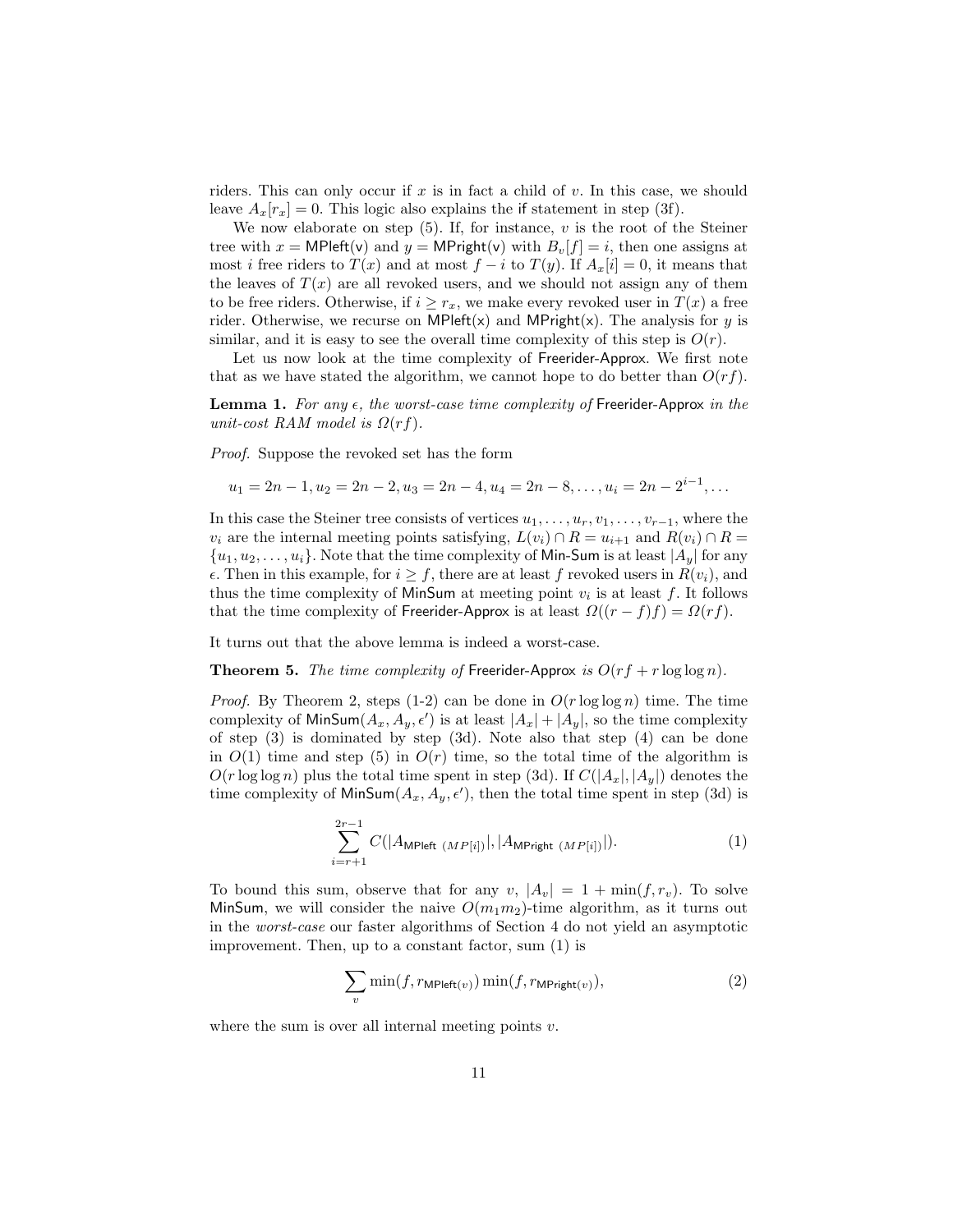riders. This can only occur if $x$ is in fact a child of $v$. In this case, we should leave $A_x[r_x] = 0$. This logic also explains the if statement in step (3f).

We now elaborate on step (5). If, for instance, $v$ is the root of the Steiner tree with $x = \mathsf{MPleft(v)}$ and $y = \mathsf{MPright(v)}$ with $B_v[f] = i$, then one assigns at most $i$ free riders to $T(x)$ and at most $f - i$ to $T(y)$. If $A_x[i] = 0$, it means that the leaves of $T(x)$ are all revoked users, and we should not assign any of them to be free riders. Otherwise, if $i \geq r_x$, we make every revoked user in $T(x)$ a free rider. Otherwise, we recurse on $\mathsf{MPleft(x)}$ and $\mathsf{MPright(x)}$. The analysis for $y$ is similar, and it is easy to see the overall time complexity of this step is $O(r)$.

Let us now look at the time complexity of Freerider-Approx. We first note that as we have stated the algorithm, we cannot hope to do better than $O(rf)$.

**Lemma 1.** *For any $\epsilon$, the worst-case time complexity of* Freerider-Approx *in the unit-cost RAM model is $\Omega(rf)$.*

*Proof.* Suppose the revoked set has the form

$$u_1 = 2n - 1, u_2 = 2n - 2, u_3 = 2n - 4, u_4 = 2n - 8, \ldots, u_i = 2n - 2^{i-1}, \ldots$$

In this case the Steiner tree consists of vertices $u_1, \ldots, u_r, v_1, \ldots, v_{r-1}$, where the $v_i$ are the internal meeting points satisfying, $L(v_i) \cap R = u_{i+1}$ and $R(v_i) \cap R = \{u_1, u_2, \ldots, u_i\}$. Note that the time complexity of Min-Sum is at least $|A_y|$ for any $\epsilon$. Then in this example, for $i \geq f$, there are at least $f$ revoked users in $R(v_i)$, and thus the time complexity of MinSum at meeting point $v_i$ is at least $f$. It follows that the time complexity of Freerider-Approx is at least $\Omega((r - f)f) = \Omega(rf)$.

It turns out that the above lemma is indeed a worst-case.

**Theorem 5.** *The time complexity of* Freerider-Approx *is $O(rf + r \log \log n)$.*

*Proof.* By Theorem 2, steps (1-2) can be done in $O(r \log \log n)$ time. The time complexity of $\mathsf{MinSum}(A_x, A_y, \epsilon')$ is at least $|A_x| + |A_y|$, so the time complexity of step (3) is dominated by step (3d). Note also that step (4) can be done in $O(1)$ time and step (5) in $O(r)$ time, so the total time of the algorithm is $O(r \log \log n)$ plus the total time spent in step (3d). If $C(|A_x|, |A_y|)$ denotes the time complexity of $\mathsf{MinSum}(A_x, A_y, \epsilon')$, then the total time spent in step (3d) is

$$\sum_{i=r+1}^{2r-1} C(|A_{\mathsf{MPleft}\ (MP[i])}|, |A_{\mathsf{MPright}\ (MP[i])}|). \tag{1}$$

To bound this sum, observe that for any $v$, $|A_v| = 1 + \min(f, r_v)$. To solve MinSum, we will consider the naive $O(m_1 m_2)$-time algorithm, as it turns out in the *worst-case* our faster algorithms of Section 4 do not yield an asymptotic improvement. Then, up to a constant factor, sum (1) is

$$\sum_v \min(f, r_{\mathsf{MPleft}(v)}) \min(f, r_{\mathsf{MPright}(v)}), \tag{2}$$

where the sum is over all internal meeting points $v$.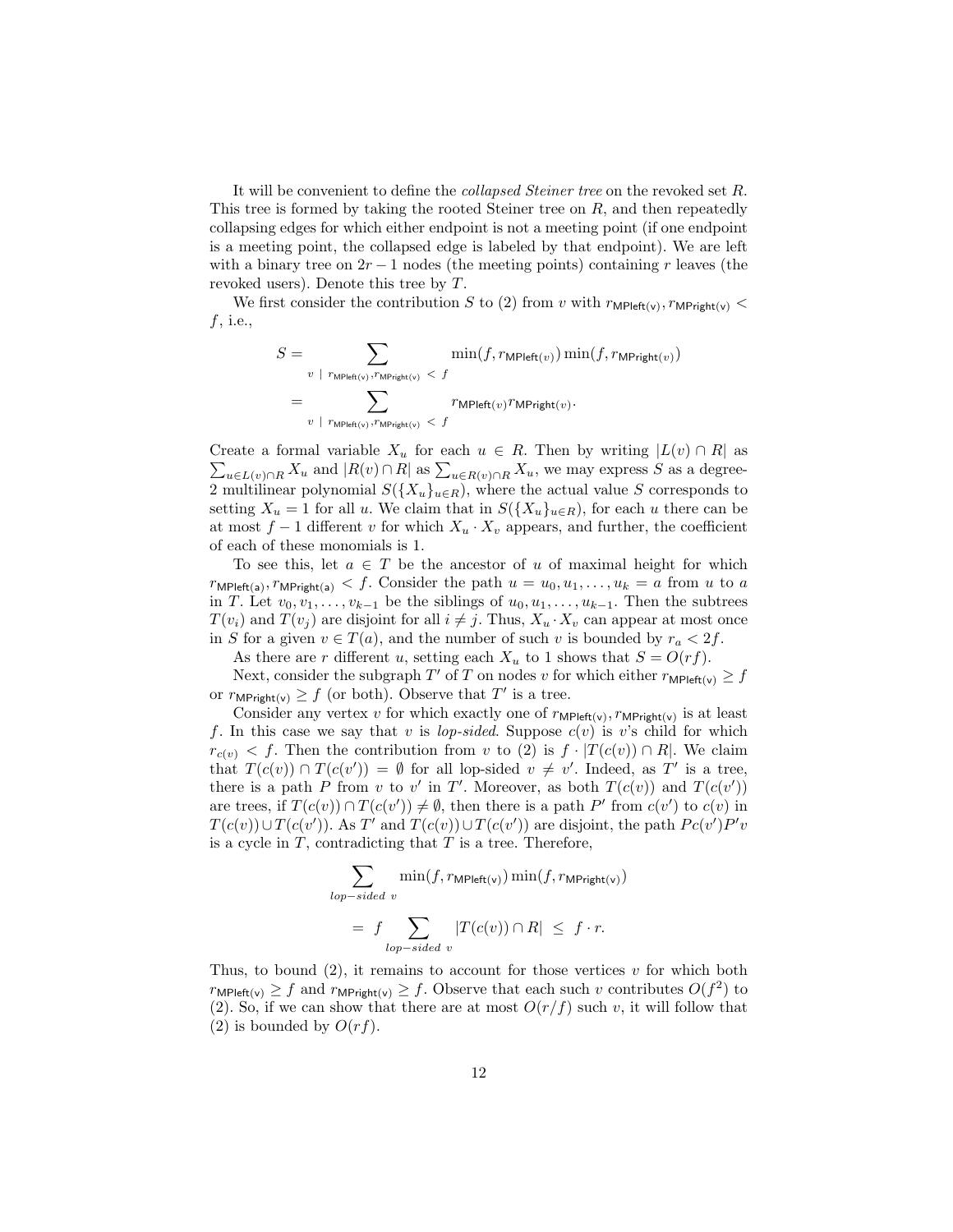It will be convenient to define the *collapsed Steiner tree* on the revoked set $R$. This tree is formed by taking the rooted Steiner tree on $R$, and then repeatedly collapsing edges for which either endpoint is not a meeting point (if one endpoint is a meeting point, the collapsed edge is labeled by that endpoint). We are left with a binary tree on $2r-1$ nodes (the meeting points) containing $r$ leaves (the revoked users). Denote this tree by $T$.

We first consider the contribution $S$ to (2) from $v$ with $r_{\mathsf{MPleft(v)}}, r_{\mathsf{MPright(v)}} < f$, i.e.,

$$
\begin{aligned}
S &= \sum_{v \ \mid \ r_{\mathsf{MPleft(v)}}, r_{\mathsf{MPright(v)}} \ < \ f} \min(f, r_{\mathsf{MPleft}(v)}) \min(f, r_{\mathsf{MPright}(v)}) \\
&= \sum_{v \ \mid \ r_{\mathsf{MPleft(v)}}, r_{\mathsf{MPright(v)}} \ < \ f} r_{\mathsf{MPleft}(v)} r_{\mathsf{MPright}(v)}.
\end{aligned}
$$

Create a formal variable $X_u$ for each $u \in R$. Then by writing $|L(v) \cap R|$ as $\sum_{u \in L(v) \cap R} X_u$ and $|R(v) \cap R|$ as $\sum_{u \in R(v) \cap R} X_u$, we may express $S$ as a degree-2 multilinear polynomial $S(\{X_u\}_{u \in R})$, where the actual value $S$ corresponds to setting $X_u = 1$ for all $u$. We claim that in $S(\{X_u\}_{u \in R})$, for each $u$ there can be at most $f-1$ different $v$ for which $X_u \cdot X_v$ appears, and further, the coefficient of each of these monomials is 1.

To see this, let $a \in T$ be the ancestor of $u$ of maximal height for which $r_{\mathsf{MPleft(a)}}, r_{\mathsf{MPright(a)}} < f$. Consider the path $u = u_0, u_1, \ldots, u_k = a$ from $u$ to $a$ in $T$. Let $v_0, v_1, \ldots, v_{k-1}$ be the siblings of $u_0, u_1, \ldots, u_{k-1}$. Then the subtrees $T(v_i)$ and $T(v_j)$ are disjoint for all $i \neq j$. Thus, $X_u \cdot X_v$ can appear at most once in $S$ for a given $v \in T(a)$, and the number of such $v$ is bounded by $r_a < 2f$.

As there are $r$ different $u$, setting each $X_u$ to 1 shows that $S = O(rf)$.

Next, consider the subgraph $T'$ of $T$ on nodes $v$ for which either $r_{\mathsf{MPleft(v)}} \geq f$ or $r_{\mathsf{MPright(v)}} \geq f$ (or both). Observe that $T'$ is a tree.

Consider any vertex $v$ for which exactly one of $r_{\mathsf{MPleft(v)}}, r_{\mathsf{MPright(v)}}$ is at least $f$. In this case we say that $v$ is *lop-sided*. Suppose $c(v)$ is $v$'s child for which $r_{c(v)} < f$. Then the contribution from $v$ to (2) is $f \cdot |T(c(v)) \cap R|$. We claim that $T(c(v)) \cap T(c(v')) = \emptyset$ for all lop-sided $v \neq v'$. Indeed, as $T'$ is a tree, there is a path $P$ from $v$ to $v'$ in $T'$. Moreover, as both $T(c(v))$ and $T(c(v'))$ are trees, if $T(c(v)) \cap T(c(v')) \neq \emptyset$, then there is a path $P'$ from $c(v')$ to $c(v)$ in $T(c(v)) \cup T(c(v'))$. As $T'$ and $T(c(v)) \cup T(c(v'))$ are disjoint, the path $Pc(v')P'v$ is a cycle in $T$, contradicting that $T$ is a tree. Therefore,

$$
\begin{aligned}
&\sum_{lop-sided \ v} \min(f, r_{\mathsf{MPleft(v)}}) \min(f, r_{\mathsf{MPright(v)}}) \\
&\quad = \ f \sum_{lop-sided \ v} |T(c(v)) \cap R| \ \leq \ f \cdot r.
\end{aligned}
$$

Thus, to bound (2), it remains to account for those vertices $v$ for which both $r_{\mathsf{MPleft(v)}} \geq f$ and $r_{\mathsf{MPright(v)}} \geq f$. Observe that each such $v$ contributes $O(f^2)$ to (2). So, if we can show that there are at most $O(r/f)$ such $v$, it will follow that (2) is bounded by $O(rf)$.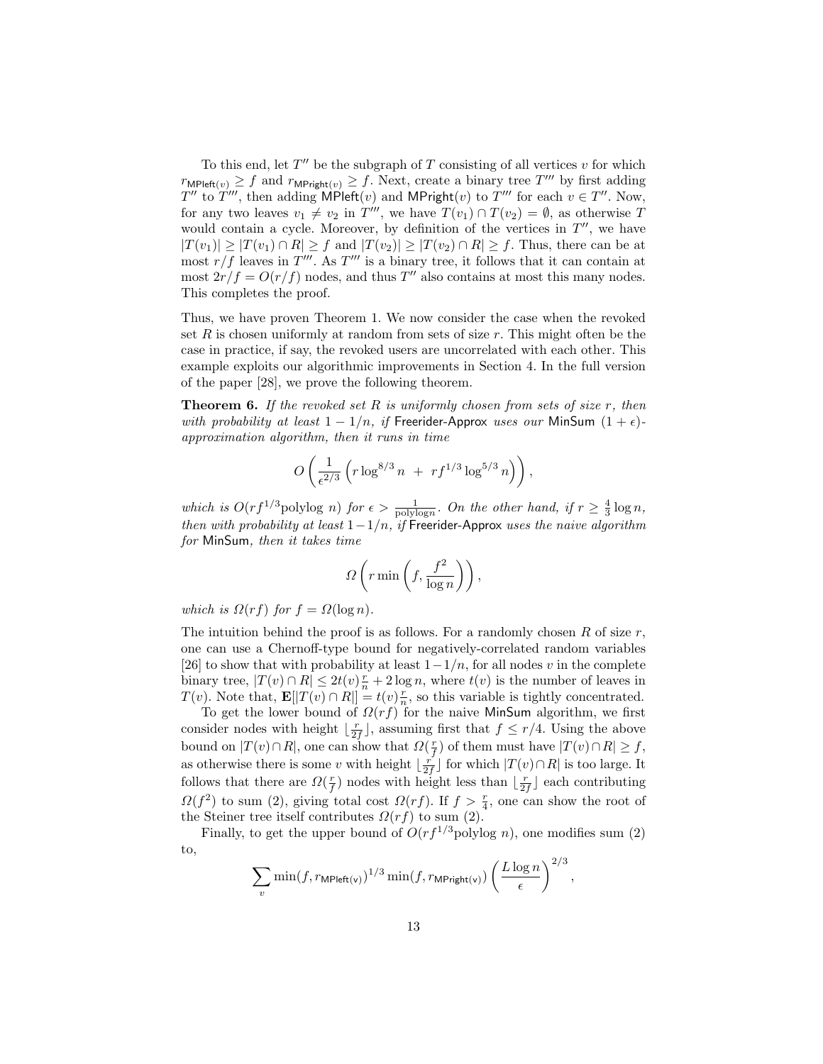To this end, let $T''$ be the subgraph of $T$ consisting of all vertices $v$ for which $r_{\mathsf{MPleft}(v)} \geq f$ and $r_{\mathsf{MPright}(v)} \geq f$. Next, create a binary tree $T'''$ by first adding $T''$ to $T'''$, then adding $\mathsf{MPleft}(v)$ and $\mathsf{MPright}(v)$ to $T'''$ for each $v \in T''$. Now, for any two leaves $v_1 \neq v_2$ in $T'''$, we have $T(v_1) \cap T(v_2) = \emptyset$, as otherwise $T$ would contain a cycle. Moreover, by definition of the vertices in $T''$, we have $|T(v_1)| \geq |T(v_1) \cap R| \geq f$ and $|T(v_2)| \geq |T(v_2) \cap R| \geq f$. Thus, there can be at most $r/f$ leaves in $T'''$. As $T'''$ is a binary tree, it follows that it can contain at most $2r/f = O(r/f)$ nodes, and thus $T''$ also contains at most this many nodes. This completes the proof.

Thus, we have proven Theorem 1. We now consider the case when the revoked set $R$ is chosen uniformly at random from sets of size $r$. This might often be the case in practice, if say, the revoked users are uncorrelated with each other. This example exploits our algorithmic improvements in Section 4. In the full version of the paper [28], we prove the following theorem.

**Theorem 6.** *If the revoked set $R$ is uniformly chosen from sets of size $r$, then with probability at least $1 - 1/n$, if* Freerider-Approx *uses our* MinSum $(1 + \epsilon)$*-approximation algorithm, then it runs in time*

$$O\left(\frac{1}{\epsilon^{2/3}}\left(r \log^{8/3} n \ + \ r f^{1/3} \log^{5/3} n\right)\right),$$

*which is $O(rf^{1/3}\text{polylog } n)$ for $\epsilon > \frac{1}{\text{polylog} n}$. On the other hand, if $r \geq \frac{4}{3}\log n$, then with probability at least $1-1/n$, if* Freerider-Approx *uses the naive algorithm for* MinSum*, then it takes time*

$$\Omega\left(r \min\left(f, \frac{f^2}{\log n}\right)\right),$$

*which is $\Omega(rf)$ for $f = \Omega(\log n)$.*

The intuition behind the proof is as follows. For a randomly chosen $R$ of size $r$, one can use a Chernoff-type bound for negatively-correlated random variables [26] to show that with probability at least $1-1/n$, for all nodes $v$ in the complete binary tree, $|T(v) \cap R| \leq 2t(v)\frac{r}{n} + 2\log n$, where $t(v)$ is the number of leaves in $T(v)$. Note that, $\mathbf{E}[|T(v) \cap R|] = t(v)\frac{r}{n}$, so this variable is tightly concentrated.

To get the lower bound of $\Omega(rf)$ for the naive MinSum algorithm, we first consider nodes with height $\lfloor \frac{r}{2f} \rfloor$, assuming first that $f \leq r/4$. Using the above bound on $|T(v) \cap R|$, one can show that $\Omega(\frac{r}{f})$ of them must have $|T(v) \cap R| \geq f$, as otherwise there is some $v$ with height $\lfloor \frac{r}{2f} \rfloor$ for which $|T(v) \cap R|$ is too large. It follows that there are $\Omega(\frac{r}{f})$ nodes with height less than $\lfloor \frac{r}{2f} \rfloor$ each contributing $\Omega(f^2)$ to sum (2), giving total cost $\Omega(rf)$. If $f > \frac{r}{4}$, one can show the root of the Steiner tree itself contributes $\Omega(rf)$ to sum (2).

Finally, to get the upper bound of $O(rf^{1/3}\text{polylog } n)$, one modifies sum (2) to,

$$\sum_{v} \min(f, r_{\mathsf{MPleft(v)}})^{1/3} \min(f, r_{\mathsf{MPright(v)}}) \left(\frac{L \log n}{\epsilon}\right)^{2/3},$$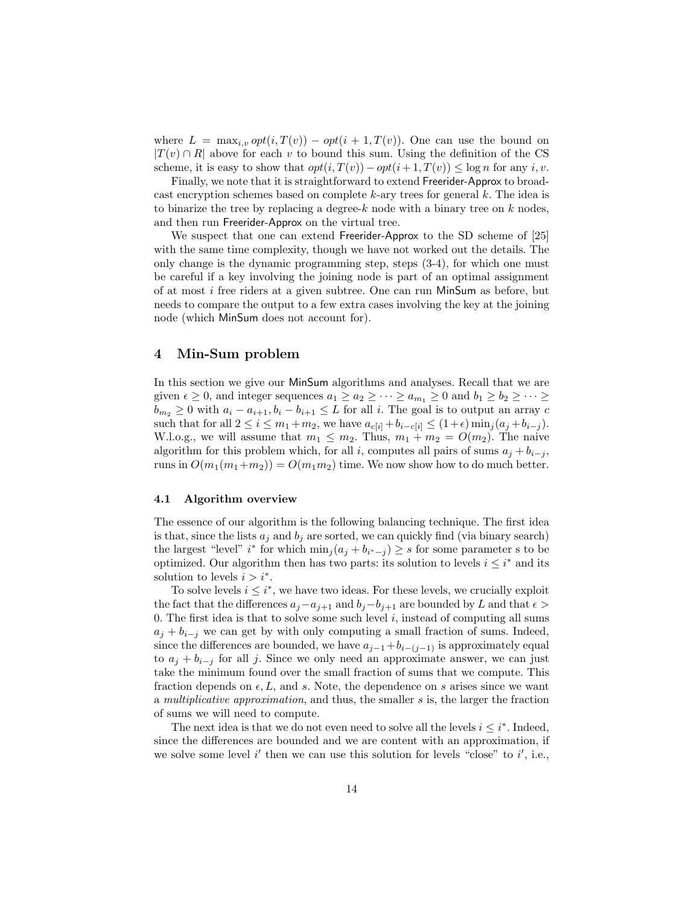where $L = \max_{i,v} opt(i, T(v)) - opt(i+1, T(v))$. One can use the bound on $|T(v) \cap R|$ above for each $v$ to bound this sum. Using the definition of the CS scheme, it is easy to show that $opt(i, T(v)) - opt(i+1, T(v)) \leq \log n$ for any $i, v$.

Finally, we note that it is straightforward to extend Freerider-Approx to broadcast encryption schemes based on complete $k$-ary trees for general $k$. The idea is to binarize the tree by replacing a degree-$k$ node with a binary tree on $k$ nodes, and then run Freerider-Approx on the virtual tree.

We suspect that one can extend Freerider-Approx to the SD scheme of [25] with the same time complexity, though we have not worked out the details. The only change is the dynamic programming step, steps (3-4), for which one must be careful if a key involving the joining node is part of an optimal assignment of at most $i$ free riders at a given subtree. One can run MinSum as before, but needs to compare the output to a few extra cases involving the key at the joining node (which MinSum does not account for).

## 4 Min-Sum problem

In this section we give our MinSum algorithms and analyses. Recall that we are given $\epsilon \geq 0$, and integer sequences $a_1 \geq a_2 \geq \cdots \geq a_{m_1} \geq 0$ and $b_1 \geq b_2 \geq \cdots \geq b_{m_2} \geq 0$ with $a_i - a_{i+1}, b_i - b_{i+1} \leq L$ for all $i$. The goal is to output an array $c$ such that for all $2 \leq i \leq m_1 + m_2$, we have $a_{c[i]} + b_{i-c[i]} \leq (1+\epsilon) \min_j (a_j + b_{i-j})$. W.l.o.g., we will assume that $m_1 \leq m_2$. Thus, $m_1 + m_2 = O(m_2)$. The naive algorithm for this problem which, for all $i$, computes all pairs of sums $a_j + b_{i-j}$, runs in $O(m_1(m_1+m_2)) = O(m_1 m_2)$ time. We now show how to do much better.

### 4.1 Algorithm overview

The essence of our algorithm is the following balancing technique. The first idea is that, since the lists $a_j$ and $b_j$ are sorted, we can quickly find (via binary search) the largest "level" $i^*$ for which $\min_j(a_j + b_{i^*-j}) \geq s$ for some parameter s to be optimized. Our algorithm then has two parts: its solution to levels $i \leq i^*$ and its solution to levels $i > i^*$.

To solve levels $i \leq i^*$, we have two ideas. For these levels, we crucially exploit the fact that the differences $a_j - a_{j+1}$ and $b_j - b_{j+1}$ are bounded by $L$ and that $\epsilon > 0$. The first idea is that to solve some such level $i$, instead of computing all sums $a_j + b_{i-j}$ we can get by with only computing a small fraction of sums. Indeed, since the differences are bounded, we have $a_{j-1} + b_{i-(j-1)}$ is approximately equal to $a_j + b_{i-j}$ for all $j$. Since we only need an approximate answer, we can just take the minimum found over the small fraction of sums that we compute. This fraction depends on $\epsilon, L$, and $s$. Note, the dependence on $s$ arises since we want a *multiplicative approximation*, and thus, the smaller $s$ is, the larger the fraction of sums we will need to compute.

The next idea is that we do not even need to solve all the levels $i \leq i^*$. Indeed, since the differences are bounded and we are content with an approximation, if we solve some level $i'$ then we can use this solution for levels "close" to $i'$, i.e.,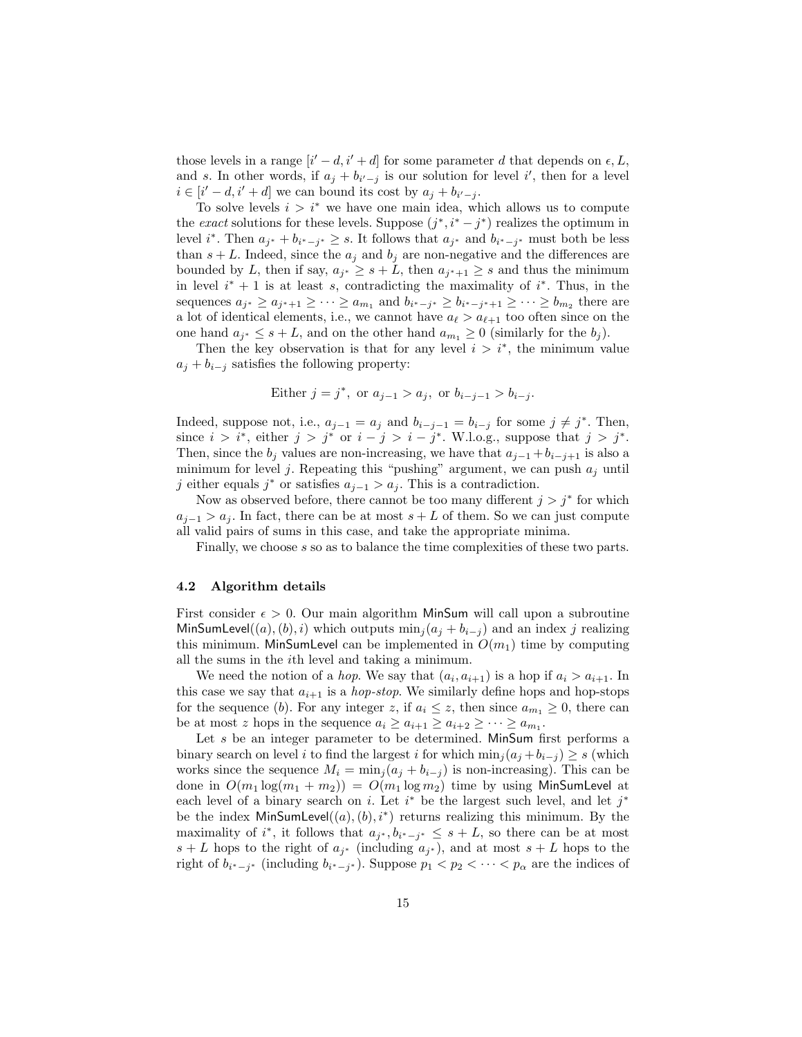those levels in a range $[i' - d, i' + d]$ for some parameter $d$ that depends on $\epsilon, L$, and $s$. In other words, if $a_j + b_{i'-j}$ is our solution for level $i'$, then for a level $i \in [i' - d, i' + d]$ we can bound its cost by $a_j + b_{i'-j}$.

To solve levels $i > i^*$ we have one main idea, which allows us to compute the *exact* solutions for these levels. Suppose $(j^*, i^* - j^*)$ realizes the optimum in level $i^*$. Then $a_{j^*} + b_{i^*-j^*} \geq s$. It follows that $a_{j^*}$ and $b_{i^*-j^*}$ must both be less than $s + L$. Indeed, since the $a_j$ and $b_j$ are non-negative and the differences are bounded by $L$, then if say, $a_{j^*} \geq s + L$, then $a_{j^*+1} \geq s$ and thus the minimum in level $i^* + 1$ is at least $s$, contradicting the maximality of $i^*$. Thus, in the sequences $a_{j^*} \geq a_{j^*+1} \geq \cdots \geq a_{m_1}$ and $b_{i^*-j^*} \geq b_{i^*-j^*+1} \geq \cdots \geq b_{m_2}$ there are a lot of identical elements, i.e., we cannot have $a_\ell > a_{\ell+1}$ too often since on the one hand $a_{j^*} \leq s + L$, and on the other hand $a_{m_1} \geq 0$ (similarly for the $b_j$).

Then the key observation is that for any level $i > i^*$, the minimum value $a_j + b_{i-j}$ satisfies the following property:

$$\text{Either } j = j^*, \text{ or } a_{j-1} > a_j, \text{ or } b_{i-j-1} > b_{i-j}.$$

Indeed, suppose not, i.e., $a_{j-1} = a_j$ and $b_{i-j-1} = b_{i-j}$ for some $j \neq j^*$. Then, since $i > i^*$, either $j > j^*$ or $i - j > i - j^*$. W.l.o.g., suppose that $j > j^*$. Then, since the $b_j$ values are non-increasing, we have that $a_{j-1} + b_{i-j+1}$ is also a minimum for level $j$. Repeating this "pushing" argument, we can push $a_j$ until $j$ either equals $j^*$ or satisfies $a_{j-1} > a_j$. This is a contradiction.

Now as observed before, there cannot be too many different $j > j^*$ for which $a_{j-1} > a_j$. In fact, there can be at most $s + L$ of them. So we can just compute all valid pairs of sums in this case, and take the appropriate minima.

Finally, we choose $s$ so as to balance the time complexities of these two parts.

### 4.2 Algorithm details

First consider $\epsilon > 0$. Our main algorithm MinSum will call upon a subroutine MinSumLevel$((a), (b), i)$ which outputs $\min_j(a_j + b_{i-j})$ and an index $j$ realizing this minimum. MinSumLevel can be implemented in $O(m_1)$ time by computing all the sums in the $i$th level and taking a minimum.

We need the notion of a *hop*. We say that $(a_i, a_{i+1})$ is a hop if $a_i > a_{i+1}$. In this case we say that $a_{i+1}$ is a *hop-stop*. We similarly define hops and hop-stops for the sequence $(b)$. For any integer $z$, if $a_i \leq z$, then since $a_{m_1} \geq 0$, there can be at most $z$ hops in the sequence $a_i \geq a_{i+1} \geq a_{i+2} \geq \cdots \geq a_{m_1}$.

Let $s$ be an integer parameter to be determined. MinSum first performs a binary search on level $i$ to find the largest $i$ for which $\min_j(a_j + b_{i-j}) \geq s$ (which works since the sequence $M_i = \min_j(a_j + b_{i-j})$ is non-increasing). This can be done in $O(m_1 \log(m_1 + m_2)) = O(m_1 \log m_2)$ time by using MinSumLevel at each level of a binary search on $i$. Let $i^*$ be the largest such level, and let $j^*$ be the index MinSumLevel$((a), (b), i^*)$ returns realizing this minimum. By the maximality of $i^*$, it follows that $a_{j^*}, b_{i^*-j^*} \leq s + L$, so there can be at most $s + L$ hops to the right of $a_{j^*}$ (including $a_{j^*}$), and at most $s + L$ hops to the right of $b_{i^*-j^*}$ (including $b_{i^*-j^*}$). Suppose $p_1 < p_2 < \cdots < p_\alpha$ are the indices of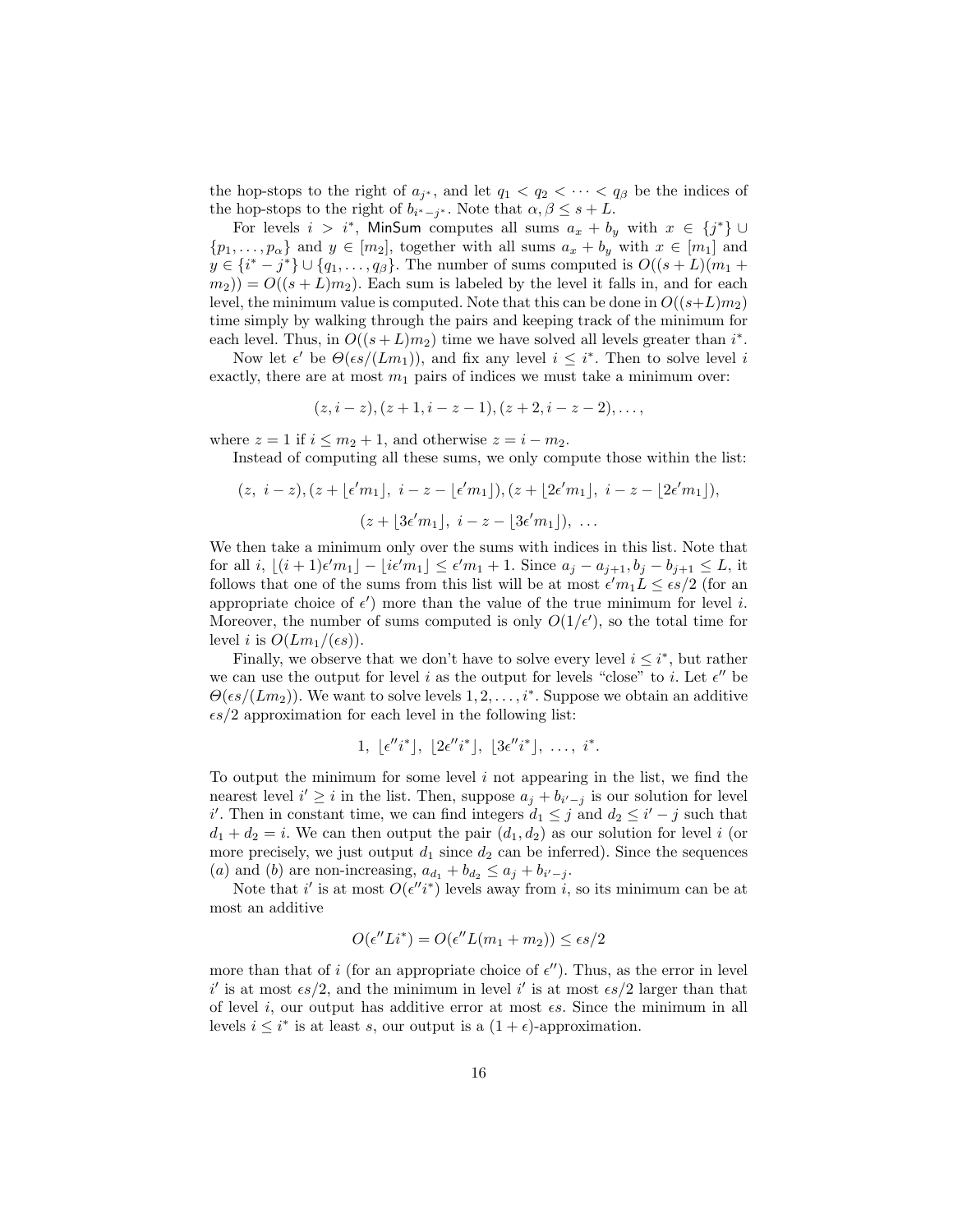the hop-stops to the right of $a_{j^*}$, and let $q_1 < q_2 < \cdots < q_\beta$ be the indices of the hop-stops to the right of $b_{i^*-j^*}$. Note that $\alpha, \beta \leq s + L$.

For levels $i > i^*$, MinSum computes all sums $a_x + b_y$ with $x \in \{j^*\} \cup \{p_1, \ldots, p_\alpha\}$ and $y \in [m_2]$, together with all sums $a_x + b_y$ with $x \in [m_1]$ and $y \in \{i^* - j^*\} \cup \{q_1, \ldots, q_\beta\}$. The number of sums computed is $O((s + L)(m_1 + m_2)) = O((s + L)m_2)$. Each sum is labeled by the level it falls in, and for each level, the minimum value is computed. Note that this can be done in $O((s+L)m_2)$ time simply by walking through the pairs and keeping track of the minimum for each level. Thus, in $O((s + L)m_2)$ time we have solved all levels greater than $i^*$.

Now let $\epsilon'$ be $\Theta(\epsilon s/(Lm_1))$, and fix any level $i \leq i^*$. Then to solve level $i$ exactly, there are at most $m_1$ pairs of indices we must take a minimum over:

$$(z, i - z), (z + 1, i - z - 1), (z + 2, i - z - 2), \ldots,$$

where $z = 1$ if $i \leq m_2 + 1$, and otherwise $z = i - m_2$.

Instead of computing all these sums, we only compute those within the list:

$$(z,\ i - z), (z + \lfloor \epsilon' m_1 \rfloor,\ i - z - \lfloor \epsilon' m_1 \rfloor), (z + \lfloor 2\epsilon' m_1 \rfloor,\ i - z - \lfloor 2\epsilon' m_1 \rfloor),$$
$$(z + \lfloor 3\epsilon' m_1 \rfloor,\ i - z - \lfloor 3\epsilon' m_1 \rfloor),\ \ldots$$

We then take a minimum only over the sums with indices in this list. Note that for all $i$, $\lfloor (i + 1)\epsilon' m_1 \rfloor - \lfloor i\epsilon' m_1 \rfloor \leq \epsilon' m_1 + 1$. Since $a_j - a_{j+1}, b_j - b_{j+1} \leq L$, it follows that one of the sums from this list will be at most $\epsilon' m_1 L \leq \epsilon s/2$ (for an appropriate choice of $\epsilon'$) more than the value of the true minimum for level $i$. Moreover, the number of sums computed is only $O(1/\epsilon')$, so the total time for level $i$ is $O(Lm_1/(\epsilon s))$.

Finally, we observe that we don't have to solve every level $i \leq i^*$, but rather we can use the output for level $i$ as the output for levels "close" to $i$. Let $\epsilon''$ be $\Theta(\epsilon s/(Lm_2))$. We want to solve levels $1, 2, \ldots, i^*$. Suppose we obtain an additive $\epsilon s/2$ approximation for each level in the following list:

$$1,\ \lfloor \epsilon'' i^* \rfloor,\ \lfloor 2\epsilon'' i^* \rfloor,\ \lfloor 3\epsilon'' i^* \rfloor,\ \ldots,\ i^*.$$

To output the minimum for some level $i$ not appearing in the list, we find the nearest level $i' \geq i$ in the list. Then, suppose $a_j + b_{i'-j}$ is our solution for level $i'$. Then in constant time, we can find integers $d_1 \leq j$ and $d_2 \leq i' - j$ such that $d_1 + d_2 = i$. We can then output the pair $(d_1, d_2)$ as our solution for level $i$ (or more precisely, we just output $d_1$ since $d_2$ can be inferred). Since the sequences $(a)$ and $(b)$ are non-increasing, $a_{d_1} + b_{d_2} \leq a_j + b_{i'-j}$.

Note that $i'$ is at most $O(\epsilon'' i^*)$ levels away from $i$, so its minimum can be at most an additive

$$O(\epsilon'' L i^*) = O(\epsilon'' L(m_1 + m_2)) \leq \epsilon s/2$$

more than that of $i$ (for an appropriate choice of $\epsilon''$). Thus, as the error in level $i'$ is at most $\epsilon s/2$, and the minimum in level $i'$ is at most $\epsilon s/2$ larger than that of level $i$, our output has additive error at most $\epsilon s$. Since the minimum in all levels $i \leq i^*$ is at least $s$, our output is a $(1 + \epsilon)$-approximation.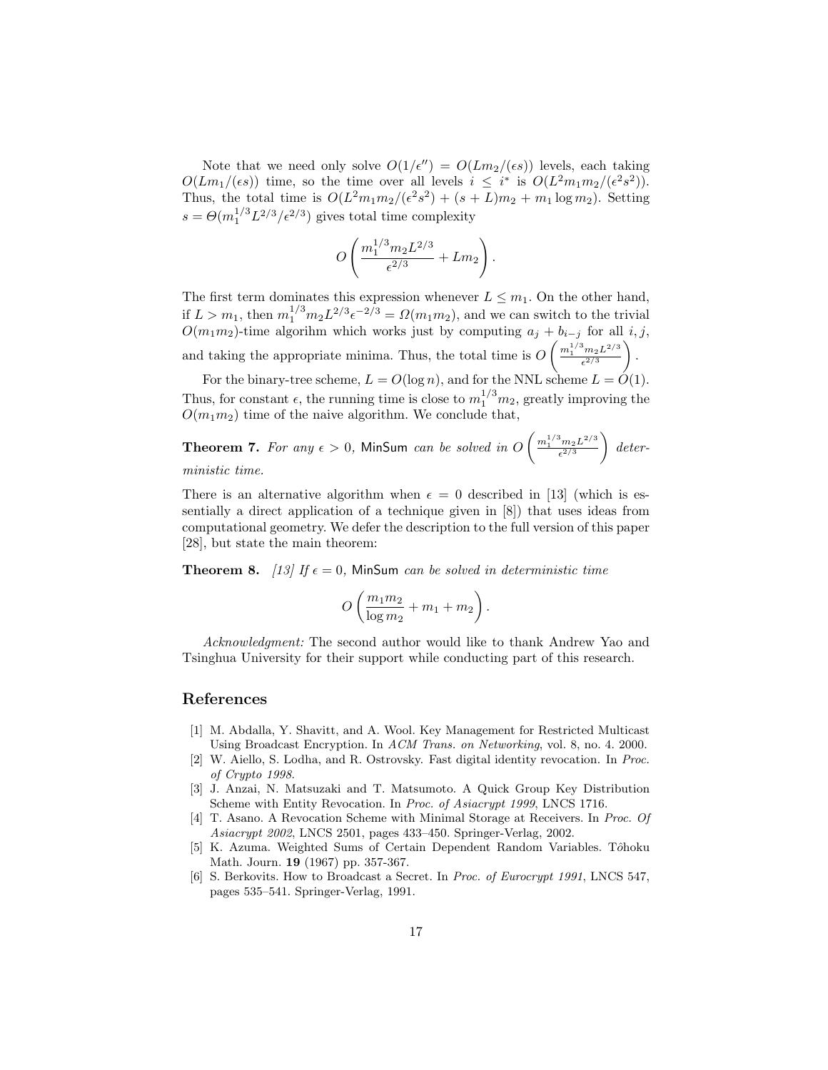Note that we need only solve $O(1/\epsilon'') = O(Lm_2/(\epsilon s))$ levels, each taking $O(Lm_1/(\epsilon s))$ time, so the time over all levels $i \leq i^*$ is $O(L^2 m_1 m_2/(\epsilon^2 s^2))$. Thus, the total time is $O(L^2 m_1 m_2/(\epsilon^2 s^2) + (s + L)m_2 + m_1 \log m_2)$. Setting $s = \Theta(m_1^{1/3} L^{2/3}/\epsilon^{2/3})$ gives total time complexity

$$O\left(\frac{m_1^{1/3} m_2 L^{2/3}}{\epsilon^{2/3}} + Lm_2\right).$$

The first term dominates this expression whenever $L \leq m_1$. On the other hand, if $L > m_1$, then $m_1^{1/3} m_2 L^{2/3} \epsilon^{-2/3} = \Omega(m_1 m_2)$, and we can switch to the trivial $O(m_1 m_2)$-time algorihm which works just by computing $a_j + b_{i-j}$ for all $i, j$, and taking the appropriate minima. Thus, the total time is $O\left(\frac{m_1^{1/3} m_2 L^{2/3}}{\epsilon^{2/3}}\right)$.

For the binary-tree scheme, $L = O(\log n)$, and for the NNL scheme $L = O(1)$. Thus, for constant $\epsilon$, the running time is close to $m_1^{1/3} m_2$, greatly improving the $O(m_1 m_2)$ time of the naive algorithm. We conclude that,

**Theorem 7.** *For any $\epsilon > 0$,* MinSum *can be solved in $O\left(\frac{m_1^{1/3} m_2 L^{2/3}}{\epsilon^{2/3}}\right)$ deterministic time.*

There is an alternative algorithm when $\epsilon = 0$ described in [13] (which is essentially a direct application of a technique given in [8]) that uses ideas from computational geometry. We defer the description to the full version of this paper [28], but state the main theorem:

**Theorem 8.** *[13] If $\epsilon = 0$,* MinSum *can be solved in deterministic time*

$$O\left(\frac{m_1 m_2}{\log m_2} + m_1 + m_2\right).$$

*Acknowledgment:* The second author would like to thank Andrew Yao and Tsinghua University for their support while conducting part of this research.

## References

[1] M. Abdalla, Y. Shavitt, and A. Wool. Key Management for Restricted Multicast Using Broadcast Encryption. In *ACM Trans. on Networking*, vol. 8, no. 4. 2000.

[2] W. Aiello, S. Lodha, and R. Ostrovsky. Fast digital identity revocation. In *Proc. of Crypto 1998*.

[3] J. Anzai, N. Matsuzaki and T. Matsumoto. A Quick Group Key Distribution Scheme with Entity Revocation. In *Proc. of Asiacrypt 1999*, LNCS 1716.

[4] T. Asano. A Revocation Scheme with Minimal Storage at Receivers. In *Proc. Of Asiacrypt 2002*, LNCS 2501, pages 433–450. Springer-Verlag, 2002.

[5] K. Azuma. Weighted Sums of Certain Dependent Random Variables. Tôhoku Math. Journ. **19** (1967) pp. 357-367.

[6] S. Berkovits. How to Broadcast a Secret. In *Proc. of Eurocrypt 1991*, LNCS 547, pages 535–541. Springer-Verlag, 1991.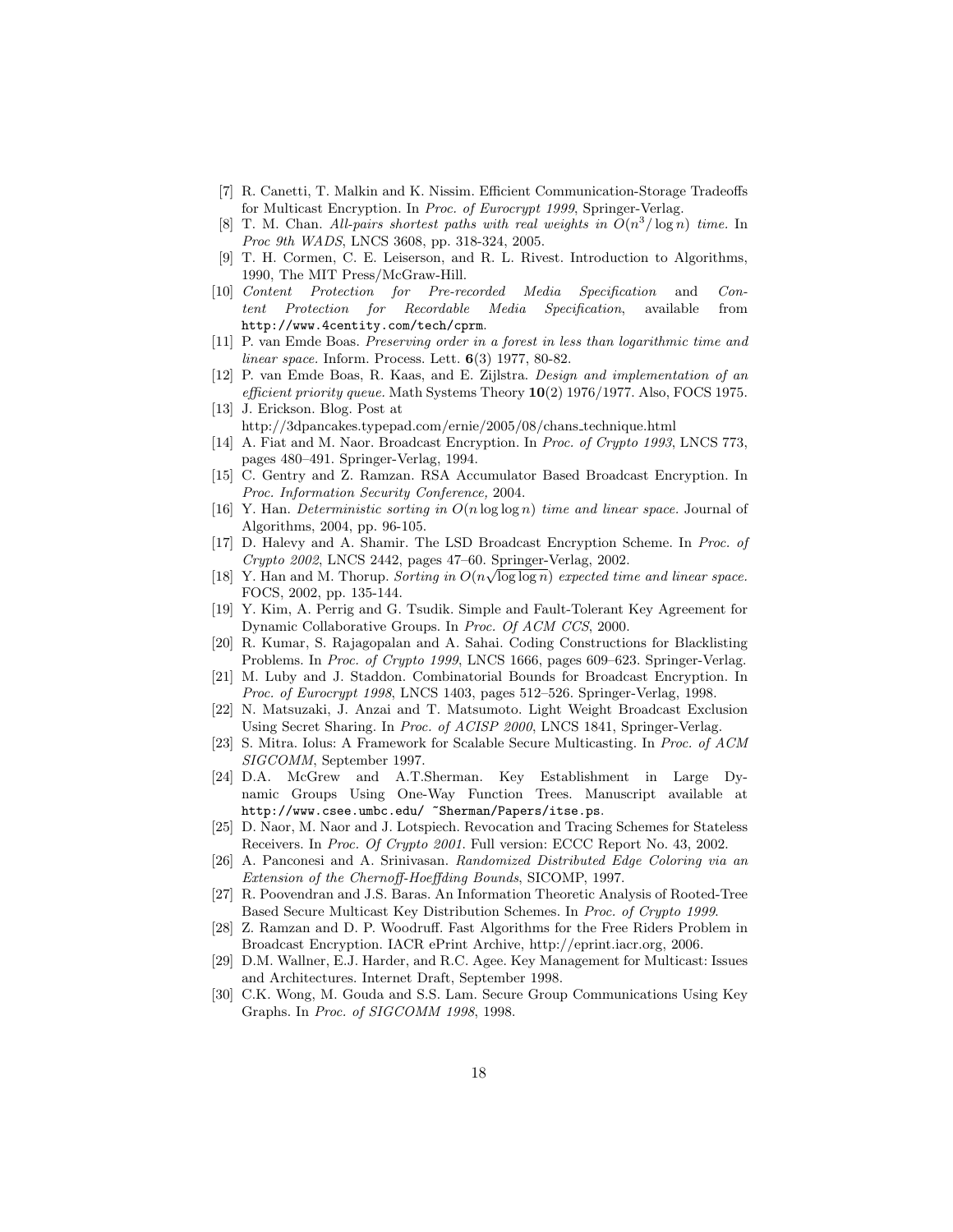[7] R. Canetti, T. Malkin and K. Nissim. Efficient Communication-Storage Tradeoffs for Multicast Encryption. In *Proc. of Eurocrypt 1999*, Springer-Verlag.

[8] T. M. Chan. *All-pairs shortest paths with real weights in $O(n^3/\log n)$ time.* In *Proc 9th WADS*, LNCS 3608, pp. 318-324, 2005.

[9] T. H. Cormen, C. E. Leiserson, and R. L. Rivest. Introduction to Algorithms, 1990, The MIT Press/McGraw-Hill.

[10] *Content Protection for Pre-recorded Media Specification* and *Content Protection for Recordable Media Specification*, available from `http://www.4centity.com/tech/cprm`.

[11] P. van Emde Boas. *Preserving order in a forest in less than logarithmic time and linear space.* Inform. Process. Lett. **6**(3) 1977, 80-82.

[12] P. van Emde Boas, R. Kaas, and E. Zijlstra. *Design and implementation of an efficient priority queue.* Math Systems Theory **10**(2) 1976/1977. Also, FOCS 1975.

[13] J. Erickson. Blog. Post at http://3dpancakes.typepad.com/ernie/2005/08/chans_technique.html

[14] A. Fiat and M. Naor. Broadcast Encryption. In *Proc. of Crypto 1993*, LNCS 773, pages 480–491. Springer-Verlag, 1994.

[15] C. Gentry and Z. Ramzan. RSA Accumulator Based Broadcast Encryption. In *Proc. Information Security Conference,* 2004.

[16] Y. Han. *Deterministic sorting in $O(n \log \log n)$ time and linear space.* Journal of Algorithms, 2004, pp. 96-105.

[17] D. Halevy and A. Shamir. The LSD Broadcast Encryption Scheme. In *Proc. of Crypto 2002*, LNCS 2442, pages 47–60. Springer-Verlag, 2002.

[18] Y. Han and M. Thorup. *Sorting in $O(n\sqrt{\log \log n})$ expected time and linear space.* FOCS, 2002, pp. 135-144.

[19] Y. Kim, A. Perrig and G. Tsudik. Simple and Fault-Tolerant Key Agreement for Dynamic Collaborative Groups. In *Proc. Of ACM CCS*, 2000.

[20] R. Kumar, S. Rajagopalan and A. Sahai. Coding Constructions for Blacklisting Problems. In *Proc. of Crypto 1999*, LNCS 1666, pages 609–623. Springer-Verlag.

[21] M. Luby and J. Staddon. Combinatorial Bounds for Broadcast Encryption. In *Proc. of Eurocrypt 1998*, LNCS 1403, pages 512–526. Springer-Verlag, 1998.

[22] N. Matsuzaki, J. Anzai and T. Matsumoto. Light Weight Broadcast Exclusion Using Secret Sharing. In *Proc. of ACISP 2000*, LNCS 1841, Springer-Verlag.

[23] S. Mitra. Iolus: A Framework for Scalable Secure Multicasting. In *Proc. of ACM SIGCOMM*, September 1997.

[24] D.A. McGrew and A.T.Sherman. Key Establishment in Large Dynamic Groups Using One-Way Function Trees. Manuscript available at `http://www.csee.umbc.edu/ ~Sherman/Papers/itse.ps`.

[25] D. Naor, M. Naor and J. Lotspiech. Revocation and Tracing Schemes for Stateless Receivers. In *Proc. Of Crypto 2001*. Full version: ECCC Report No. 43, 2002.

[26] A. Panconesi and A. Srinivasan. *Randomized Distributed Edge Coloring via an Extension of the Chernoff-Hoeffding Bounds*, SICOMP, 1997.

[27] R. Poovendran and J.S. Baras. An Information Theoretic Analysis of Rooted-Tree Based Secure Multicast Key Distribution Schemes. In *Proc. of Crypto 1999*.

[28] Z. Ramzan and D. P. Woodruff. Fast Algorithms for the Free Riders Problem in Broadcast Encryption. IACR ePrint Archive, http://eprint.iacr.org, 2006.

[29] D.M. Wallner, E.J. Harder, and R.C. Agee. Key Management for Multicast: Issues and Architectures. Internet Draft, September 1998.

[30] C.K. Wong, M. Gouda and S.S. Lam. Secure Group Communications Using Key Graphs. In *Proc. of SIGCOMM 1998*, 1998.